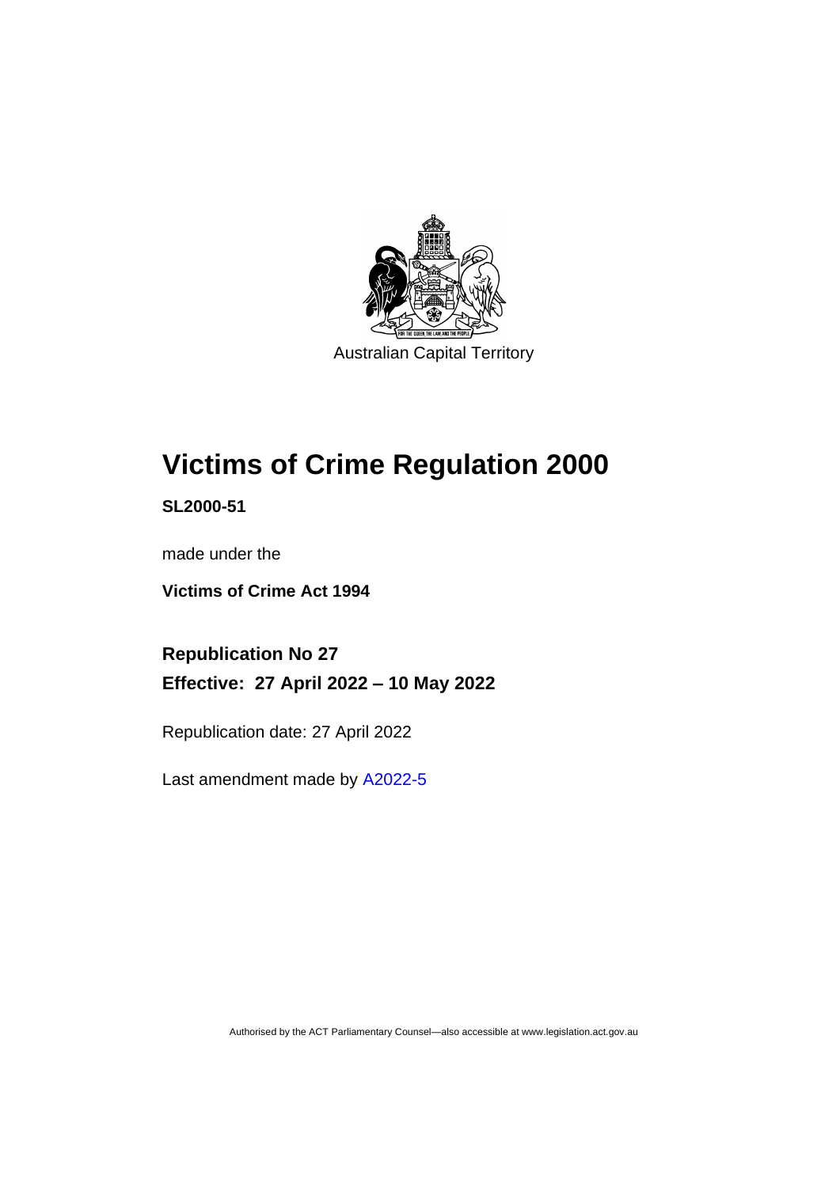Australian Capital Territory

# Victims of Crime Regulation 2000

**SL2000-51**

made under the

**Victims of Crime Act 1994**

## Republication No 27

## Effective: 27 April 2022 – 10 May 2022

Republication date: 27 April 2022

Last amendment made by A2022-5

Authorised by the ACT Parliamentary Counsel—also accessible at www.legislation.act.gov.au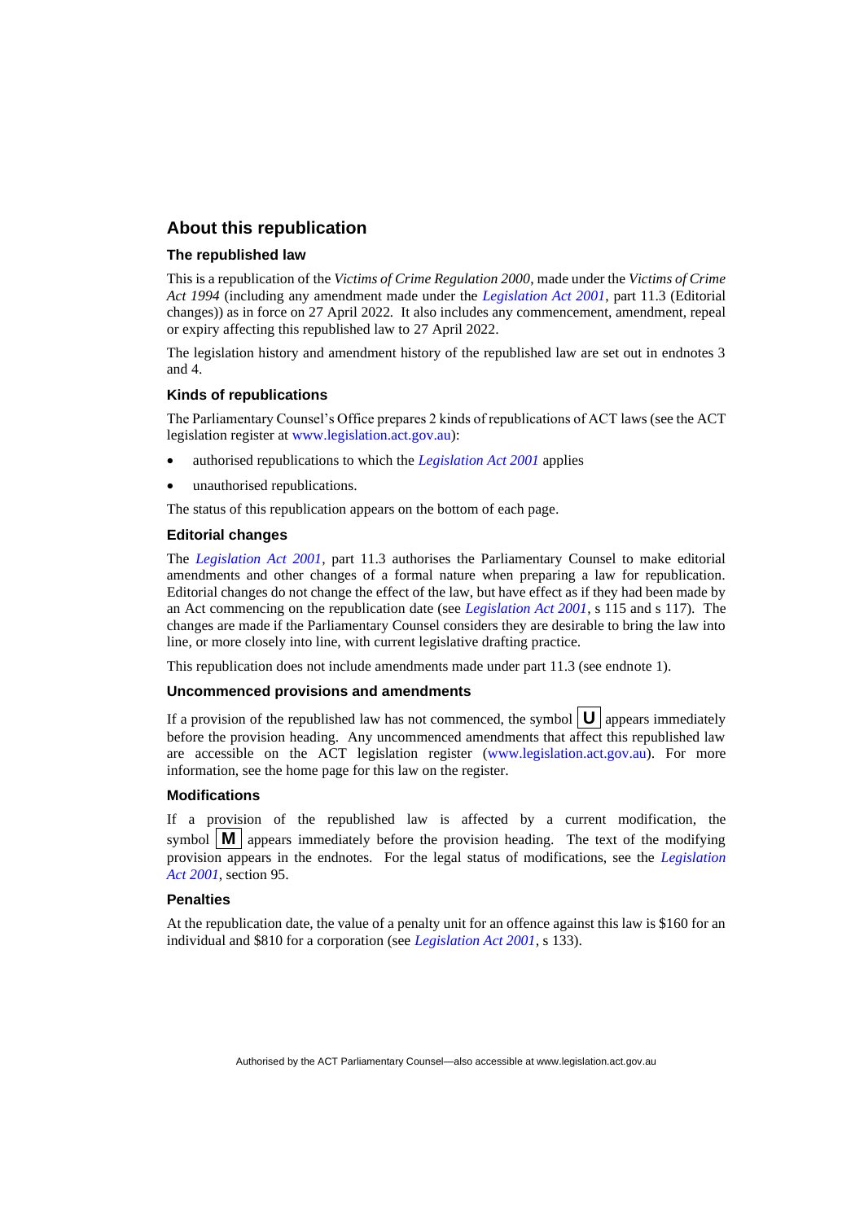## About this republication

### The republished law

This is a republication of the *Victims of Crime Regulation 2000*, made under the *Victims of Crime Act 1994* (including any amendment made under the *Legislation Act 2001*, part 11.3 (Editorial changes)) as in force on 27 April 2022*.* It also includes any commencement, amendment, repeal or expiry affecting this republished law to 27 April 2022.

The legislation history and amendment history of the republished law are set out in endnotes 3 and 4.

### Kinds of republications

The Parliamentary Counsel's Office prepares 2 kinds of republications of ACT laws (see the ACT legislation register at www.legislation.act.gov.au):

- authorised republications to which the *Legislation Act 2001* applies
- unauthorised republications.

The status of this republication appears on the bottom of each page.

### Editorial changes

The *Legislation Act 2001*, part 11.3 authorises the Parliamentary Counsel to make editorial amendments and other changes of a formal nature when preparing a law for republication. Editorial changes do not change the effect of the law, but have effect as if they had been made by an Act commencing on the republication date (see *Legislation Act 2001*, s 115 and s 117). The changes are made if the Parliamentary Counsel considers they are desirable to bring the law into line, or more closely into line, with current legislative drafting practice.

This republication does not include amendments made under part 11.3 (see endnote 1).

### Uncommenced provisions and amendments

If a provision of the republished law has not commenced, the symbol **U** appears immediately before the provision heading. Any uncommenced amendments that affect this republished law are accessible on the ACT legislation register (www.legislation.act.gov.au). For more information, see the home page for this law on the register.

### Modifications

If a provision of the republished law is affected by a current modification, the symbol **M** appears immediately before the provision heading. The text of the modifying provision appears in the endnotes. For the legal status of modifications, see the *Legislation Act 2001*, section 95.

### Penalties

At the republication date, the value of a penalty unit for an offence against this law is $160 for an individual and $810 for a corporation (see *Legislation Act 2001*, s 133).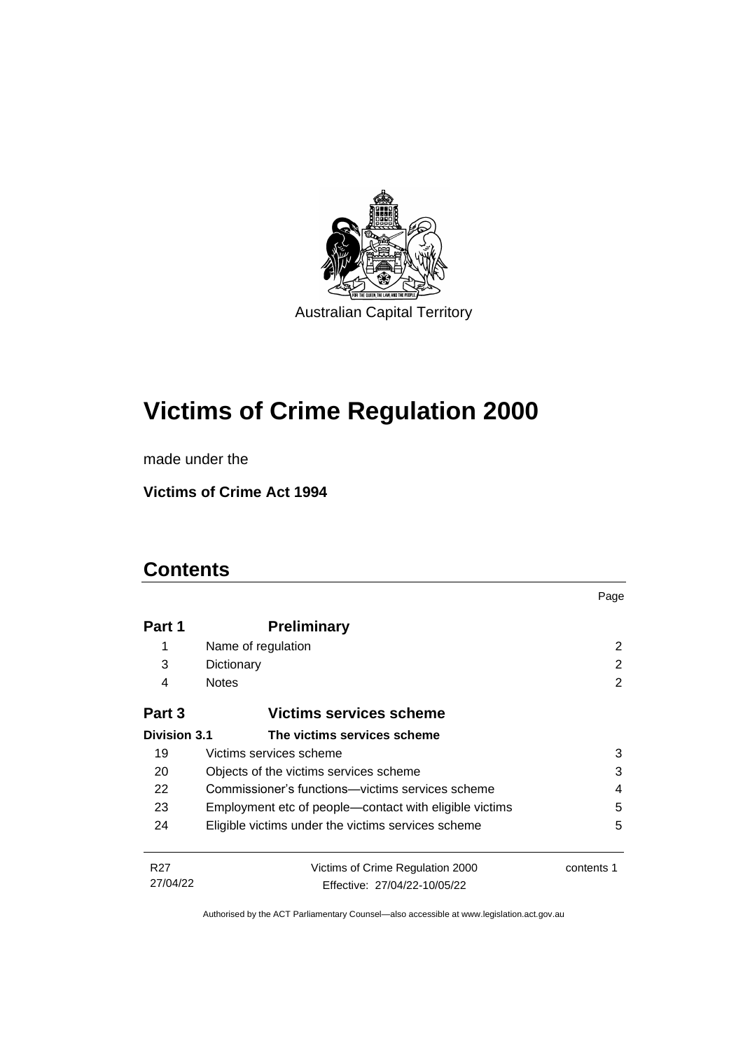Australian Capital Territory

# Victims of Crime Regulation 2000

made under the

**Victims of Crime Act 1994**

## Contents

| | | Page |
|---|---|---|
| **Part 1** | **Preliminary** | |
| 1 | Name of regulation | 2 |
| 3 | Dictionary | 2 |
| 4 | Notes | 2 |
| **Part 3** | **Victims services scheme** | |
| **Division 3.1** | **The victims services scheme** | |
| 19 | Victims services scheme | 3 |
| 20 | Objects of the victims services scheme | 3 |
| 22 | Commissioner's functions—victims services scheme | 4 |
| 23 | Employment etc of people—contact with eligible victims | 5 |
| 24 | Eligible victims under the victims services scheme | 5 |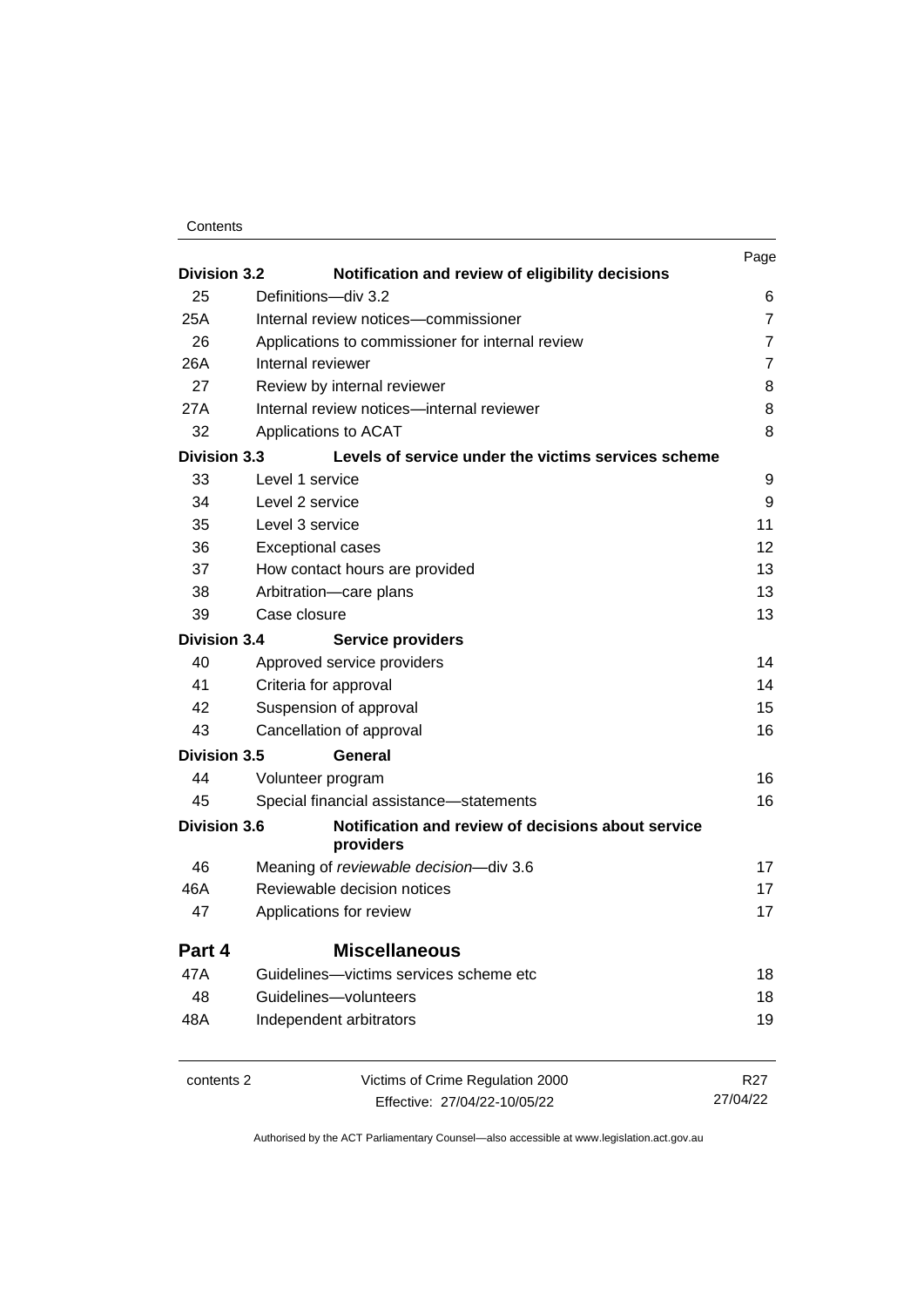| | | Page |
|---|---|---|
| **Division 3.2** | **Notification and review of eligibility decisions** | |
| 25 | Definitions—div 3.2 | 6 |
| 25A | Internal review notices—commissioner | 7 |
| 26 | Applications to commissioner for internal review | 7 |
| 26A | Internal reviewer | 7 |
| 27 | Review by internal reviewer | 8 |
| 27A | Internal review notices—internal reviewer | 8 |
| 32 | Applications to ACAT | 8 |
| **Division 3.3** | **Levels of service under the victims services scheme** | |
| 33 | Level 1 service | 9 |
| 34 | Level 2 service | 9 |
| 35 | Level 3 service | 11 |
| 36 | Exceptional cases | 12 |
| 37 | How contact hours are provided | 13 |
| 38 | Arbitration—care plans | 13 |
| 39 | Case closure | 13 |
| **Division 3.4** | **Service providers** | |
| 40 | Approved service providers | 14 |
| 41 | Criteria for approval | 14 |
| 42 | Suspension of approval | 15 |
| 43 | Cancellation of approval | 16 |
| **Division 3.5** | **General** | |
| 44 | Volunteer program | 16 |
| 45 | Special financial assistance—statements | 16 |
| **Division 3.6** | **Notification and review of decisions about service providers** | |
| 46 | Meaning of *reviewable decision*—div 3.6 | 17 |
| 46A | Reviewable decision notices | 17 |
| 47 | Applications for review | 17 |
| **Part 4** | **Miscellaneous** | |
| 47A | Guidelines—victims services scheme etc | 18 |
| 48 | Guidelines—volunteers | 18 |
| 48A | Independent arbitrators | 19 |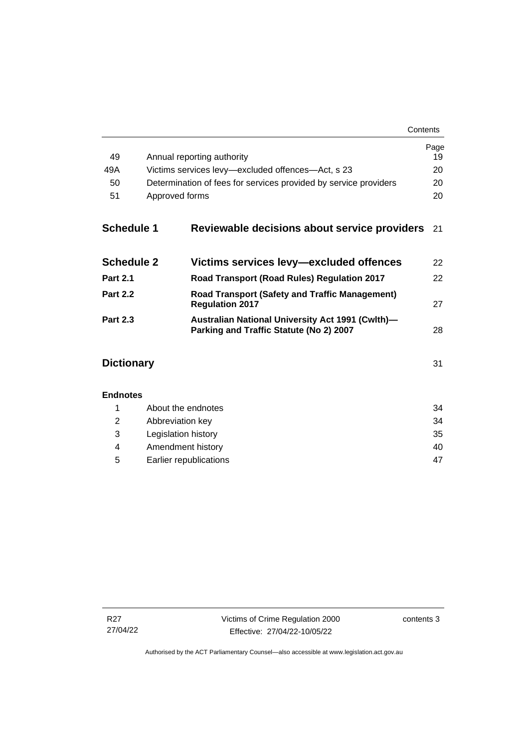| | | Page |
|---|---|---|
| 49 | Annual reporting authority | 19 |
| 49A | Victims services levy—excluded offences—Act, s 23 | 20 |
| 50 | Determination of fees for services provided by service providers | 20 |
| 51 | Approved forms | 20 |

| | | |
|---|---|---|
| **Schedule 1** | **Reviewable decisions about service providers** | 21 |
| **Schedule 2** | **Victims services levy—excluded offences** | 22 |
| **Part 2.1** | **Road Transport (Road Rules) Regulation 2017** | 22 |
| **Part 2.2** | **Road Transport (Safety and Traffic Management) Regulation 2017** | 27 |
| **Part 2.3** | **Australian National University Act 1991 (Cwlth)—Parking and Traffic Statute (No 2) 2007** | 28 |
| **Dictionary** | | 31 |

**Endnotes**

| | | |
|---|---|---|
| 1 | About the endnotes | 34 |
| 2 | Abbreviation key | 34 |
| 3 | Legislation history | 35 |
| 4 | Amendment history | 40 |
| 5 | Earlier republications | 47 |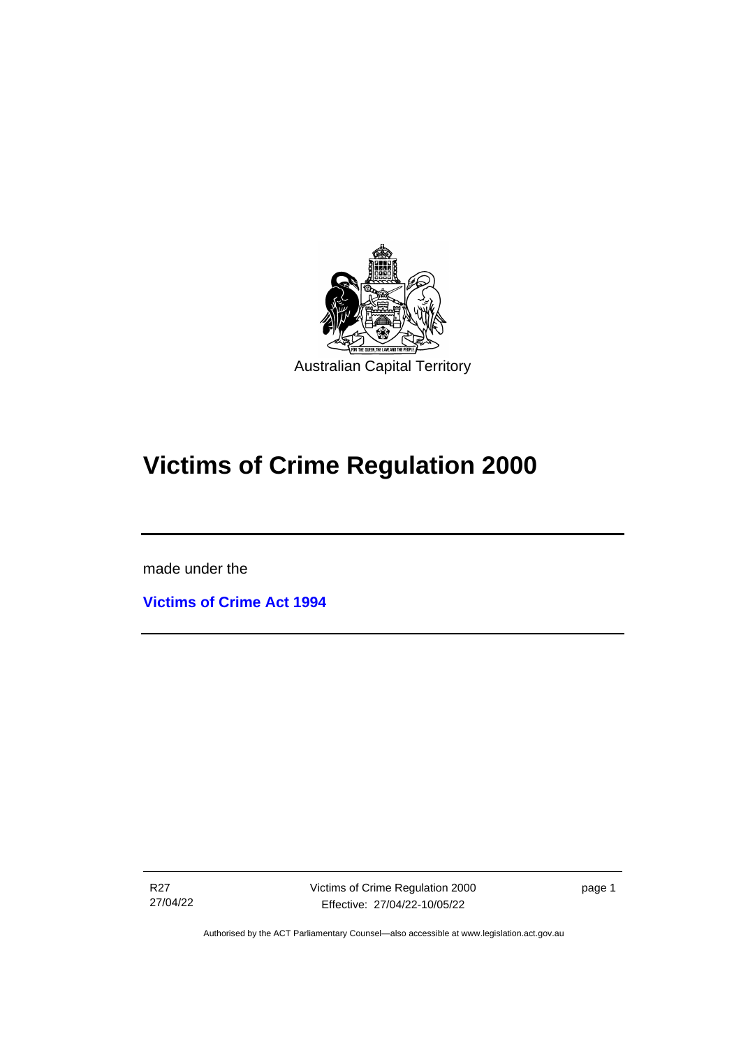Australian Capital Territory

# Victims of Crime Regulation 2000

made under the

**Victims of Crime Act 1994**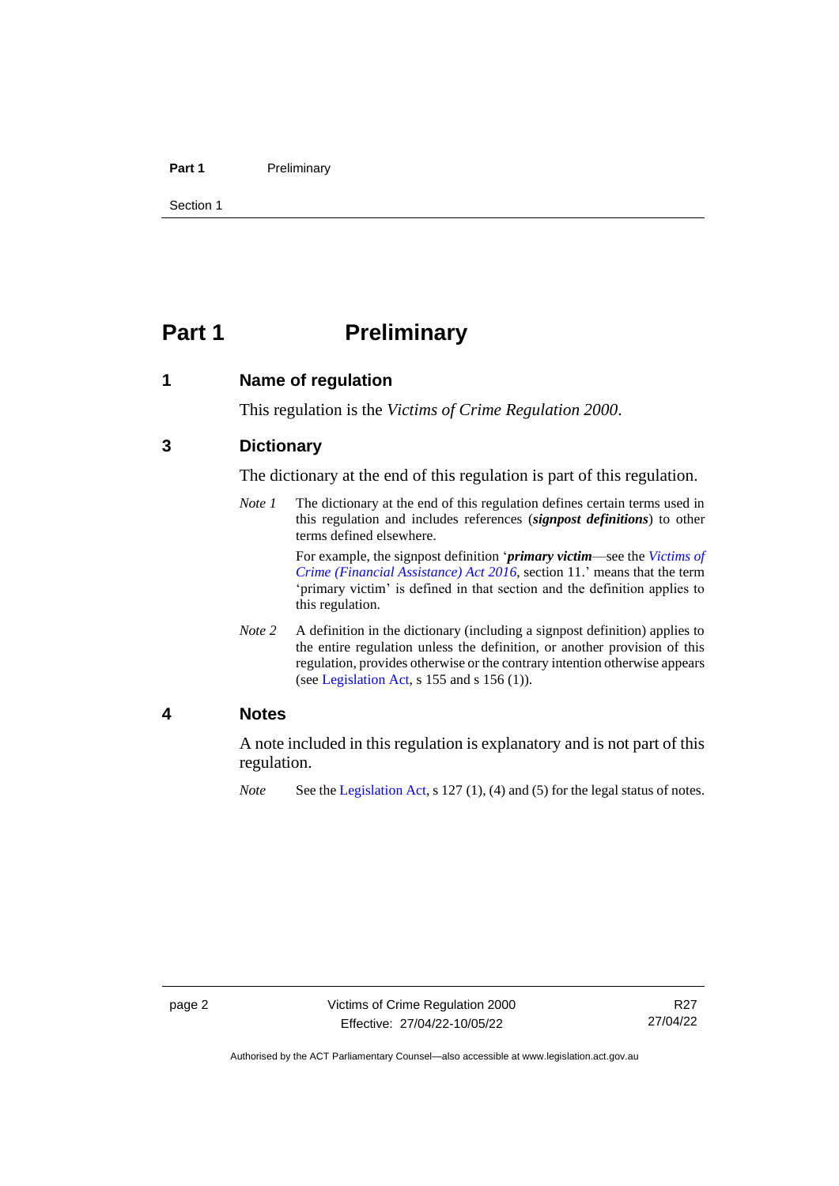# Part 1 Preliminary

## 1 Name of regulation

This regulation is the *Victims of Crime Regulation 2000*.

## 3 Dictionary

The dictionary at the end of this regulation is part of this regulation.

*Note 1* The dictionary at the end of this regulation defines certain terms used in this regulation and includes references (***signpost definitions***) to other terms defined elsewhere.

For example, the signpost definition '***primary victim***—see the *Victims of Crime (Financial Assistance) Act 2016*, section 11.' means that the term 'primary victim' is defined in that section and the definition applies to this regulation.

*Note 2* A definition in the dictionary (including a signpost definition) applies to the entire regulation unless the definition, or another provision of this regulation, provides otherwise or the contrary intention otherwise appears (see Legislation Act, s 155 and s 156 (1)).

## 4 Notes

A note included in this regulation is explanatory and is not part of this regulation.

*Note* See the Legislation Act, s 127 (1), (4) and (5) for the legal status of notes.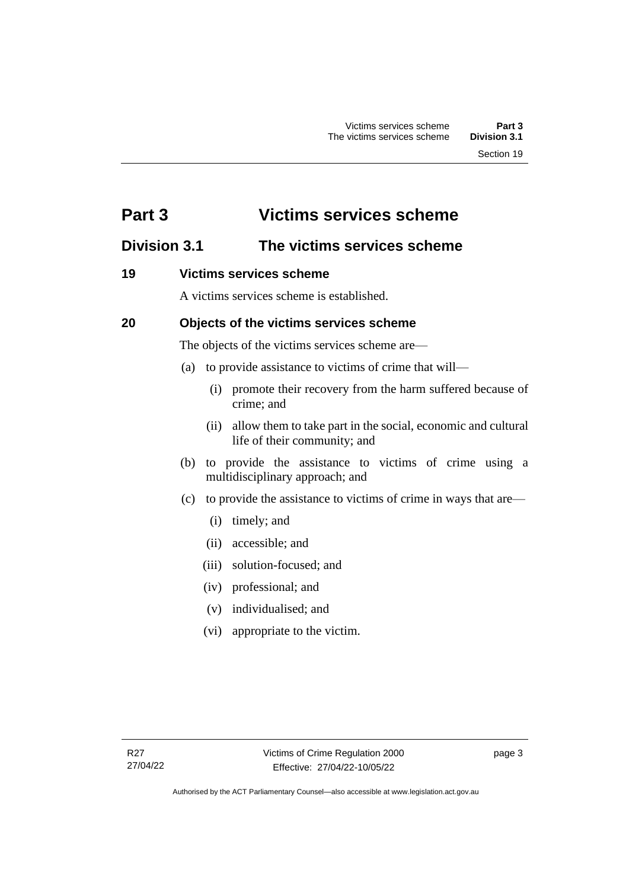# Part 3 Victims services scheme

## Division 3.1 The victims services scheme

### 19 Victims services scheme

A victims services scheme is established.

### 20 Objects of the victims services scheme

The objects of the victims services scheme are—

(a) to provide assistance to victims of crime that will—

  (i) promote their recovery from the harm suffered because of crime; and

  (ii) allow them to take part in the social, economic and cultural life of their community; and

(b) to provide the assistance to victims of crime using a multidisciplinary approach; and

(c) to provide the assistance to victims of crime in ways that are—

  (i) timely; and

  (ii) accessible; and

  (iii) solution-focused; and

  (iv) professional; and

  (v) individualised; and

  (vi) appropriate to the victim.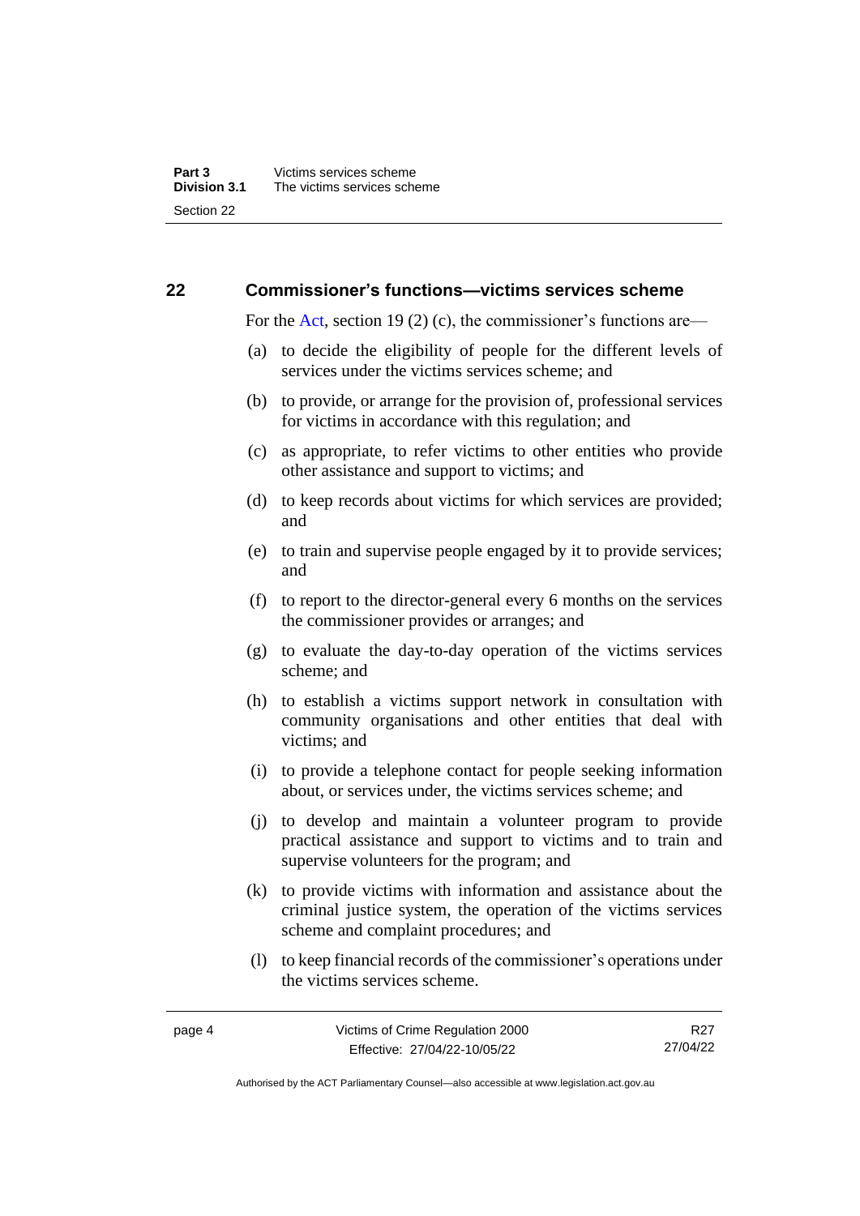## 22 Commissioner's functions—victims services scheme

For the Act, section 19 (2) (c), the commissioner's functions are—

(a) to decide the eligibility of people for the different levels of services under the victims services scheme; and

(b) to provide, or arrange for the provision of, professional services for victims in accordance with this regulation; and

(c) as appropriate, to refer victims to other entities who provide other assistance and support to victims; and

(d) to keep records about victims for which services are provided; and

(e) to train and supervise people engaged by it to provide services; and

(f) to report to the director-general every 6 months on the services the commissioner provides or arranges; and

(g) to evaluate the day-to-day operation of the victims services scheme; and

(h) to establish a victims support network in consultation with community organisations and other entities that deal with victims; and

(i) to provide a telephone contact for people seeking information about, or services under, the victims services scheme; and

(j) to develop and maintain a volunteer program to provide practical assistance and support to victims and to train and supervise volunteers for the program; and

(k) to provide victims with information and assistance about the criminal justice system, the operation of the victims services scheme and complaint procedures; and

(l) to keep financial records of the commissioner's operations under the victims services scheme.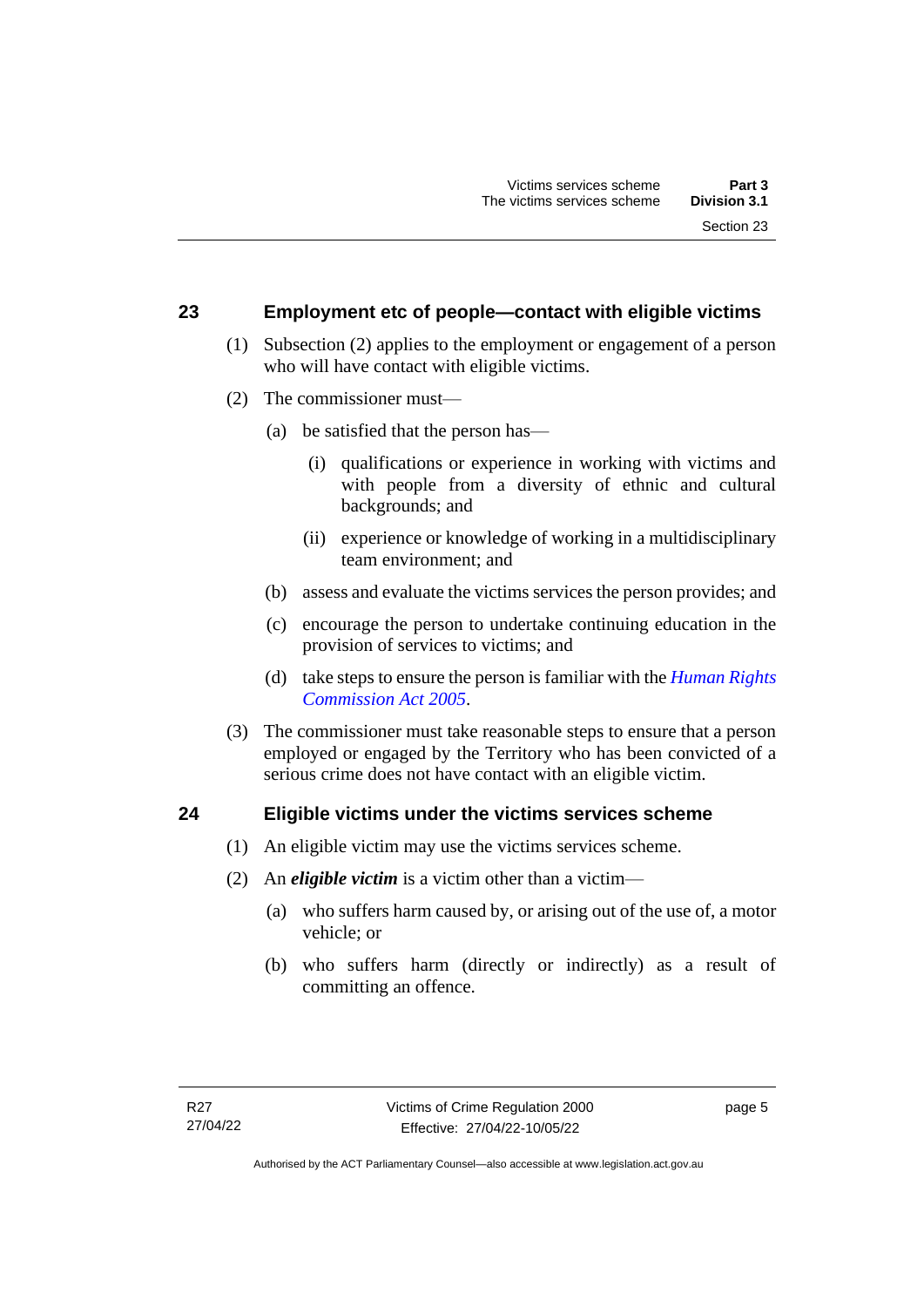## 23 Employment etc of people—contact with eligible victims

(1) Subsection (2) applies to the employment or engagement of a person who will have contact with eligible victims.

(2) The commissioner must—

(a) be satisfied that the person has—

(i) qualifications or experience in working with victims and with people from a diversity of ethnic and cultural backgrounds; and

(ii) experience or knowledge of working in a multidisciplinary team environment; and

(b) assess and evaluate the victims services the person provides; and

(c) encourage the person to undertake continuing education in the provision of services to victims; and

(d) take steps to ensure the person is familiar with the *Human Rights Commission Act 2005*.

(3) The commissioner must take reasonable steps to ensure that a person employed or engaged by the Territory who has been convicted of a serious crime does not have contact with an eligible victim.

## 24 Eligible victims under the victims services scheme

(1) An eligible victim may use the victims services scheme.

(2) An ***eligible victim*** is a victim other than a victim—

(a) who suffers harm caused by, or arising out of the use of, a motor vehicle; or

(b) who suffers harm (directly or indirectly) as a result of committing an offence.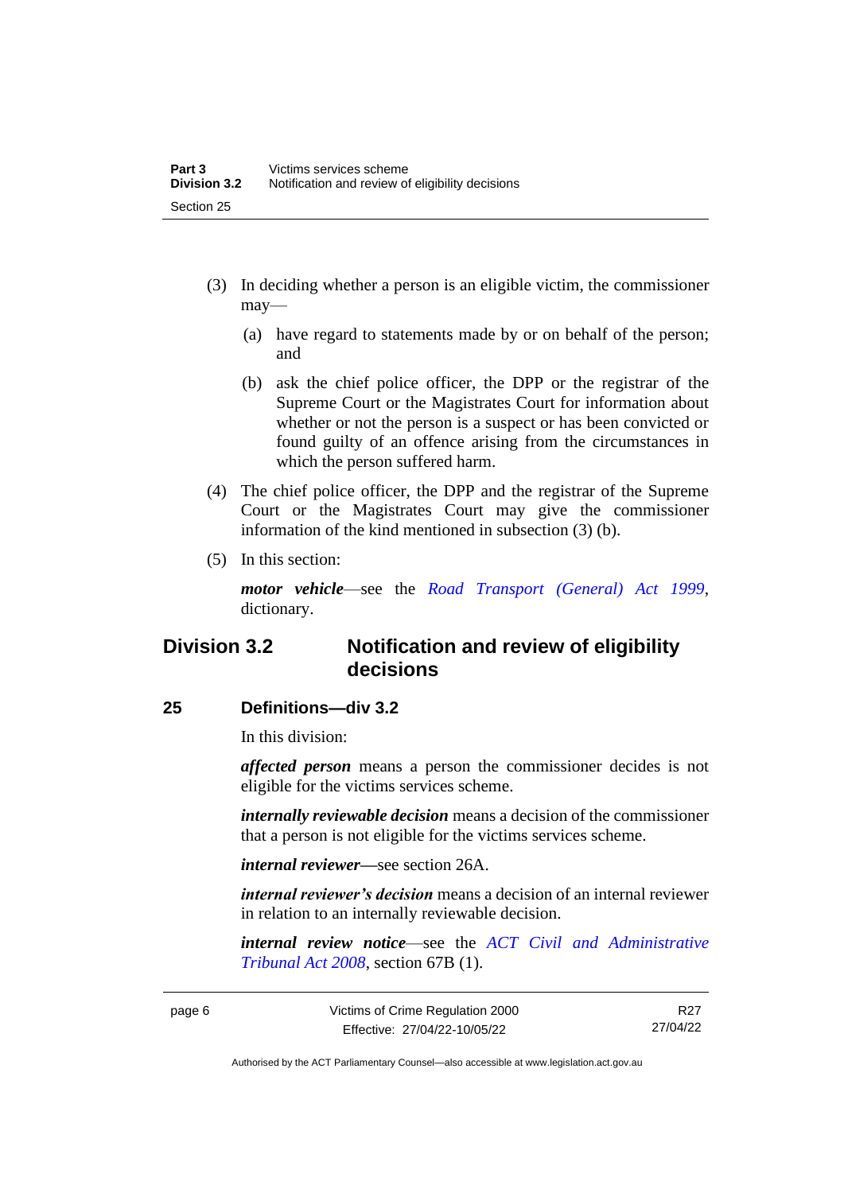(3) In deciding whether a person is an eligible victim, the commissioner may—

(a) have regard to statements made by or on behalf of the person; and

(b) ask the chief police officer, the DPP or the registrar of the Supreme Court or the Magistrates Court for information about whether or not the person is a suspect or has been convicted or found guilty of an offence arising from the circumstances in which the person suffered harm.

(4) The chief police officer, the DPP and the registrar of the Supreme Court or the Magistrates Court may give the commissioner information of the kind mentioned in subsection (3) (b).

(5) In this section:

***motor vehicle***—see the *Road Transport (General) Act 1999*, dictionary.

## Division 3.2 Notification and review of eligibility decisions

### 25 Definitions—div 3.2

In this division:

***affected person*** means a person the commissioner decides is not eligible for the victims services scheme.

***internally reviewable decision*** means a decision of the commissioner that a person is not eligible for the victims services scheme.

***internal reviewer***—see section 26A.

***internal reviewer's decision*** means a decision of an internal reviewer in relation to an internally reviewable decision.

***internal review notice***—see the *ACT Civil and Administrative Tribunal Act 2008*, section 67B (1).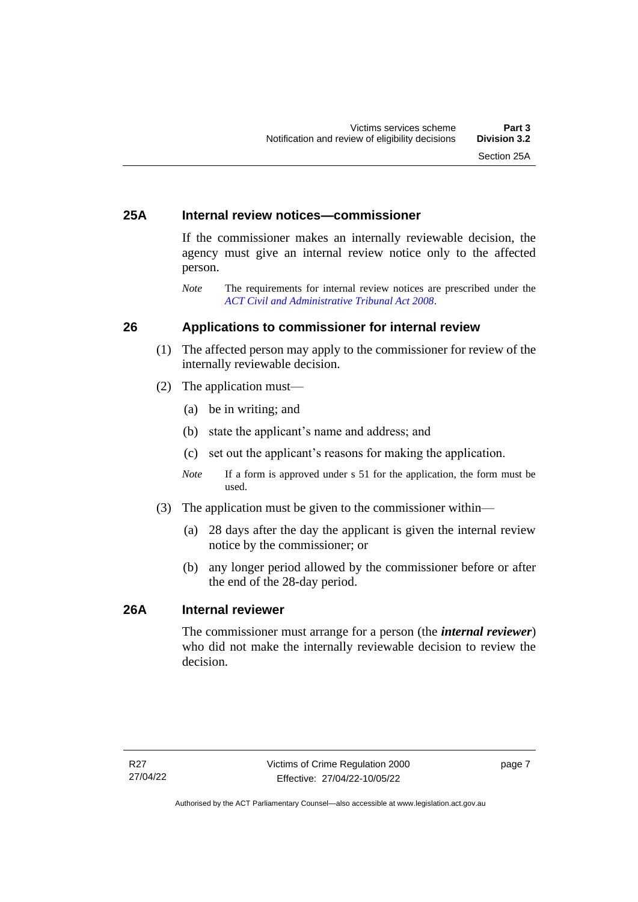## 25A Internal review notices—commissioner

If the commissioner makes an internally reviewable decision, the agency must give an internal review notice only to the affected person.

*Note* The requirements for internal review notices are prescribed under the *ACT Civil and Administrative Tribunal Act 2008*.

## 26 Applications to commissioner for internal review

(1) The affected person may apply to the commissioner for review of the internally reviewable decision.

(2) The application must—

(a) be in writing; and

(b) state the applicant's name and address; and

(c) set out the applicant's reasons for making the application.

*Note* If a form is approved under s 51 for the application, the form must be used.

(3) The application must be given to the commissioner within—

(a) 28 days after the day the applicant is given the internal review notice by the commissioner; or

(b) any longer period allowed by the commissioner before or after the end of the 28-day period.

## 26A Internal reviewer

The commissioner must arrange for a person (the ***internal reviewer***) who did not make the internally reviewable decision to review the decision.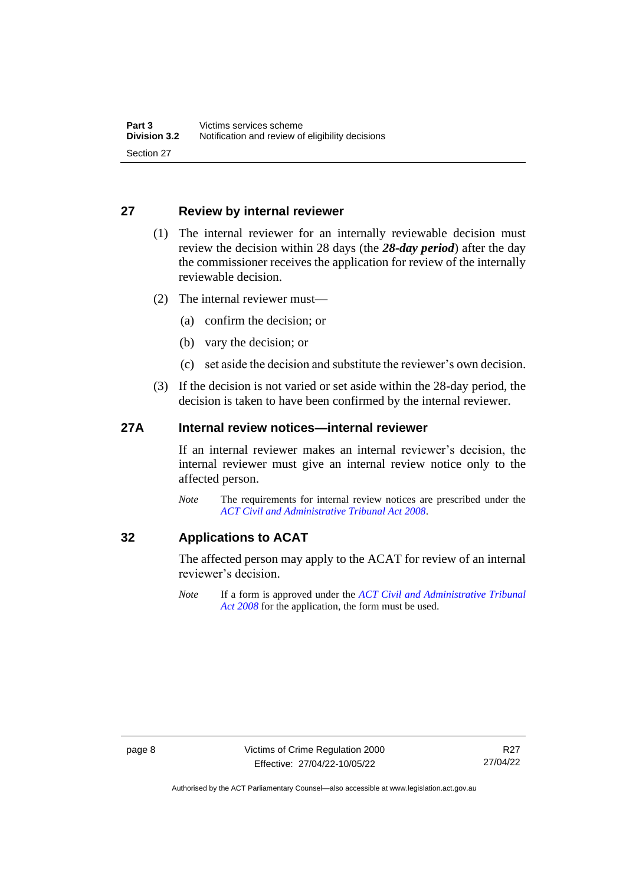## 27 Review by internal reviewer

(1) The internal reviewer for an internally reviewable decision must review the decision within 28 days (the ***28-day period***) after the day the commissioner receives the application for review of the internally reviewable decision.

(2) The internal reviewer must—

(a) confirm the decision; or

(b) vary the decision; or

(c) set aside the decision and substitute the reviewer's own decision.

(3) If the decision is not varied or set aside within the 28-day period, the decision is taken to have been confirmed by the internal reviewer.

## 27A Internal review notices—internal reviewer

If an internal reviewer makes an internal reviewer's decision, the internal reviewer must give an internal review notice only to the affected person.

*Note* The requirements for internal review notices are prescribed under the *ACT Civil and Administrative Tribunal Act 2008*.

## 32 Applications to ACAT

The affected person may apply to the ACAT for review of an internal reviewer's decision.

*Note* If a form is approved under the *ACT Civil and Administrative Tribunal Act 2008* for the application, the form must be used.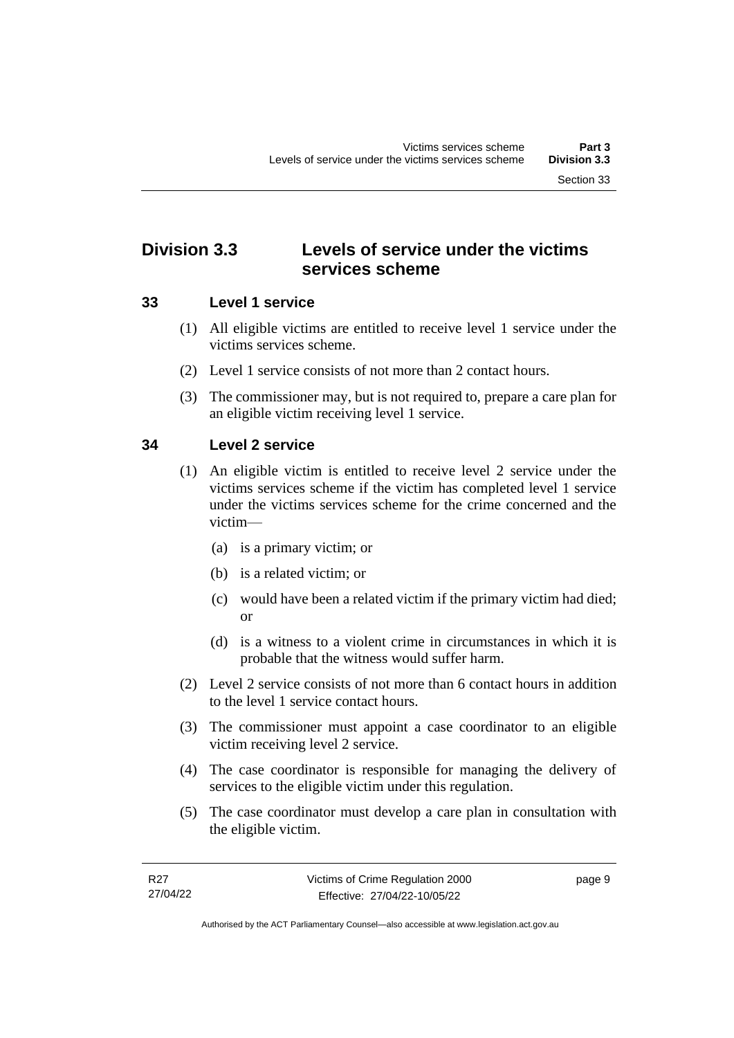## Division 3.3 Levels of service under the victims services scheme

### 33 Level 1 service

(1) All eligible victims are entitled to receive level 1 service under the victims services scheme.

(2) Level 1 service consists of not more than 2 contact hours.

(3) The commissioner may, but is not required to, prepare a care plan for an eligible victim receiving level 1 service.

### 34 Level 2 service

(1) An eligible victim is entitled to receive level 2 service under the victims services scheme if the victim has completed level 1 service under the victims services scheme for the crime concerned and the victim—

- (a) is a primary victim; or
- (b) is a related victim; or
- (c) would have been a related victim if the primary victim had died; or
- (d) is a witness to a violent crime in circumstances in which it is probable that the witness would suffer harm.

(2) Level 2 service consists of not more than 6 contact hours in addition to the level 1 service contact hours.

(3) The commissioner must appoint a case coordinator to an eligible victim receiving level 2 service.

(4) The case coordinator is responsible for managing the delivery of services to the eligible victim under this regulation.

(5) The case coordinator must develop a care plan in consultation with the eligible victim.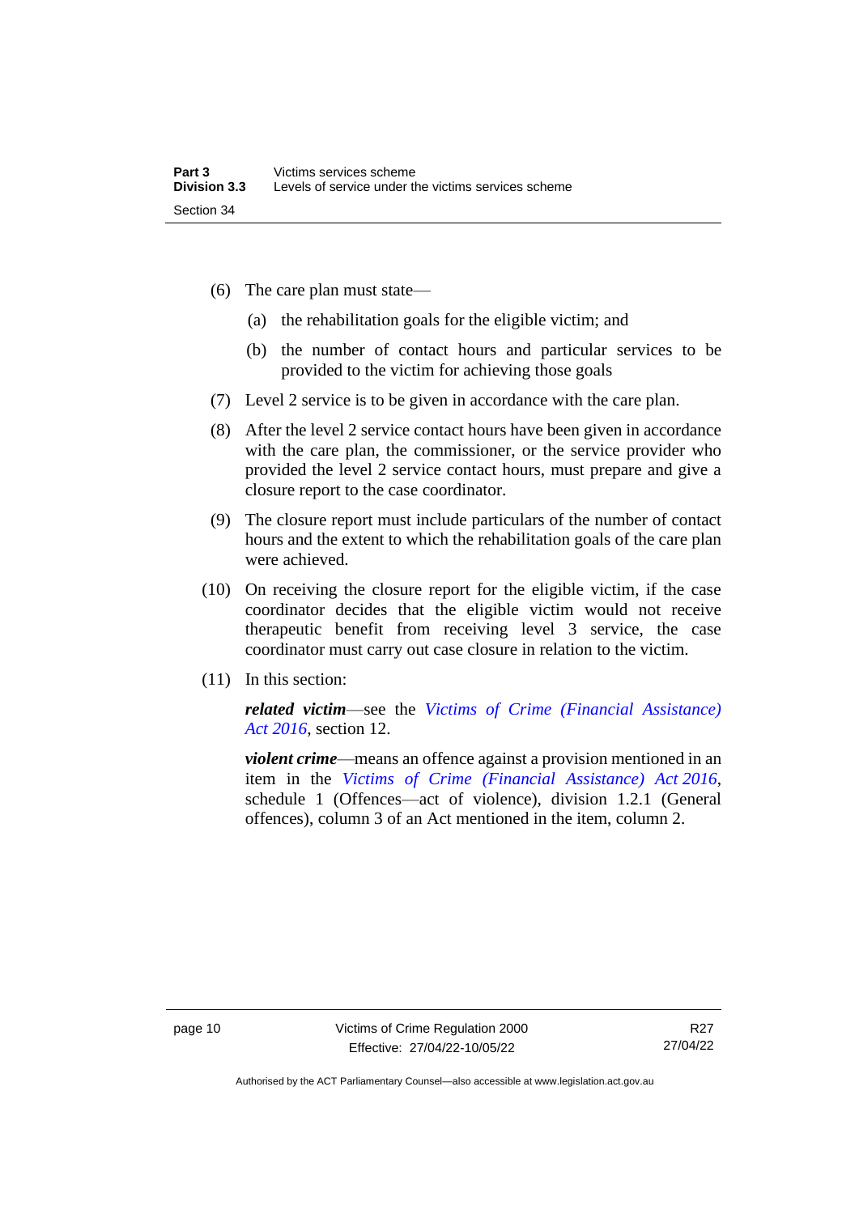(6) The care plan must state—

(a) the rehabilitation goals for the eligible victim; and

(b) the number of contact hours and particular services to be provided to the victim for achieving those goals

(7) Level 2 service is to be given in accordance with the care plan.

(8) After the level 2 service contact hours have been given in accordance with the care plan, the commissioner, or the service provider who provided the level 2 service contact hours, must prepare and give a closure report to the case coordinator.

(9) The closure report must include particulars of the number of contact hours and the extent to which the rehabilitation goals of the care plan were achieved.

(10) On receiving the closure report for the eligible victim, if the case coordinator decides that the eligible victim would not receive therapeutic benefit from receiving level 3 service, the case coordinator must carry out case closure in relation to the victim.

(11) In this section:

***related victim***—see the *Victims of Crime (Financial Assistance) Act 2016*, section 12.

***violent crime***—means an offence against a provision mentioned in an item in the *Victims of Crime (Financial Assistance) Act 2016*, schedule 1 (Offences—act of violence), division 1.2.1 (General offences), column 3 of an Act mentioned in the item, column 2.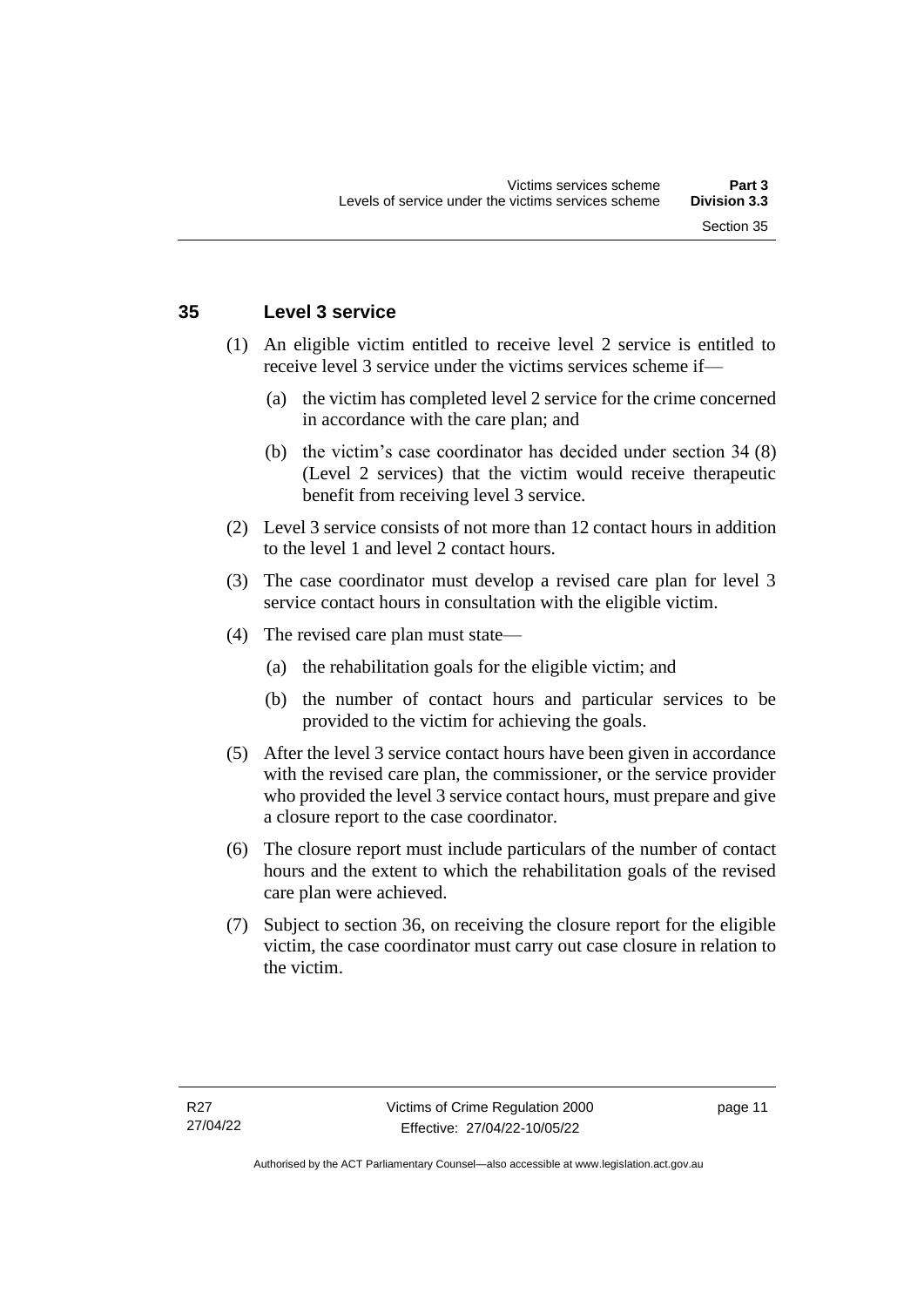### 35 Level 3 service

(1) An eligible victim entitled to receive level 2 service is entitled to receive level 3 service under the victims services scheme if—

(a) the victim has completed level 2 service for the crime concerned in accordance with the care plan; and

(b) the victim's case coordinator has decided under section 34 (8) (Level 2 services) that the victim would receive therapeutic benefit from receiving level 3 service.

(2) Level 3 service consists of not more than 12 contact hours in addition to the level 1 and level 2 contact hours.

(3) The case coordinator must develop a revised care plan for level 3 service contact hours in consultation with the eligible victim.

(4) The revised care plan must state—

(a) the rehabilitation goals for the eligible victim; and

(b) the number of contact hours and particular services to be provided to the victim for achieving the goals.

(5) After the level 3 service contact hours have been given in accordance with the revised care plan, the commissioner, or the service provider who provided the level 3 service contact hours, must prepare and give a closure report to the case coordinator.

(6) The closure report must include particulars of the number of contact hours and the extent to which the rehabilitation goals of the revised care plan were achieved.

(7) Subject to section 36, on receiving the closure report for the eligible victim, the case coordinator must carry out case closure in relation to the victim.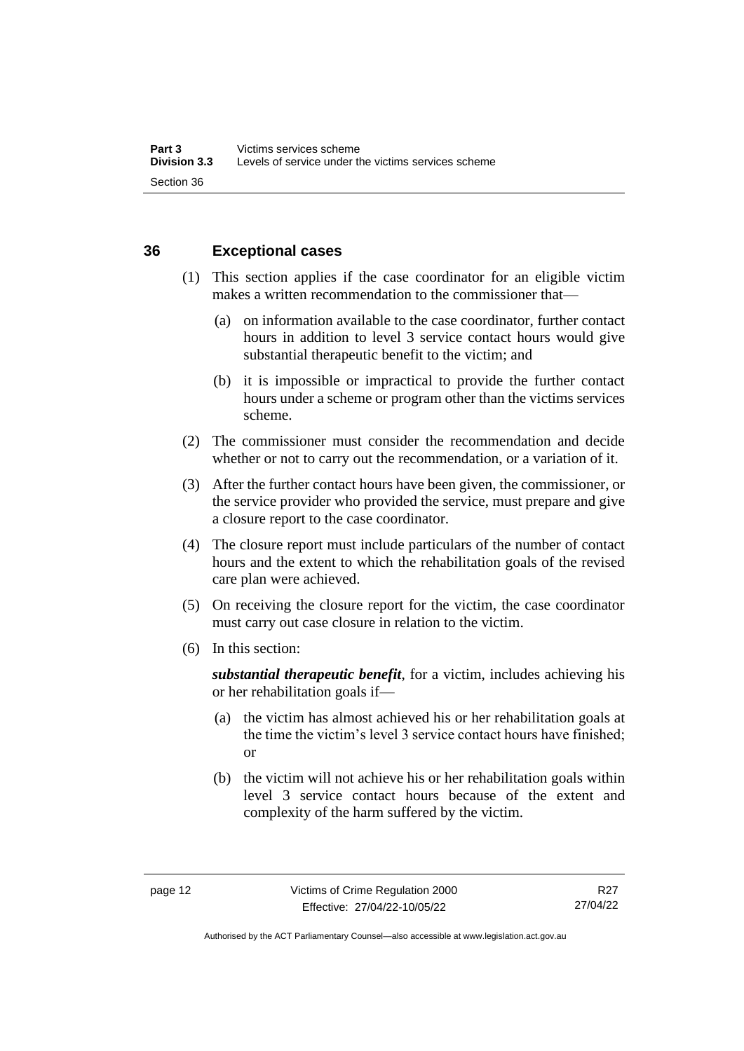## 36 Exceptional cases

(1) This section applies if the case coordinator for an eligible victim makes a written recommendation to the commissioner that—

(a) on information available to the case coordinator, further contact hours in addition to level 3 service contact hours would give substantial therapeutic benefit to the victim; and

(b) it is impossible or impractical to provide the further contact hours under a scheme or program other than the victims services scheme.

(2) The commissioner must consider the recommendation and decide whether or not to carry out the recommendation, or a variation of it.

(3) After the further contact hours have been given, the commissioner, or the service provider who provided the service, must prepare and give a closure report to the case coordinator.

(4) The closure report must include particulars of the number of contact hours and the extent to which the rehabilitation goals of the revised care plan were achieved.

(5) On receiving the closure report for the victim, the case coordinator must carry out case closure in relation to the victim.

(6) In this section:

***substantial therapeutic benefit***, for a victim, includes achieving his or her rehabilitation goals if—

(a) the victim has almost achieved his or her rehabilitation goals at the time the victim's level 3 service contact hours have finished; or

(b) the victim will not achieve his or her rehabilitation goals within level 3 service contact hours because of the extent and complexity of the harm suffered by the victim.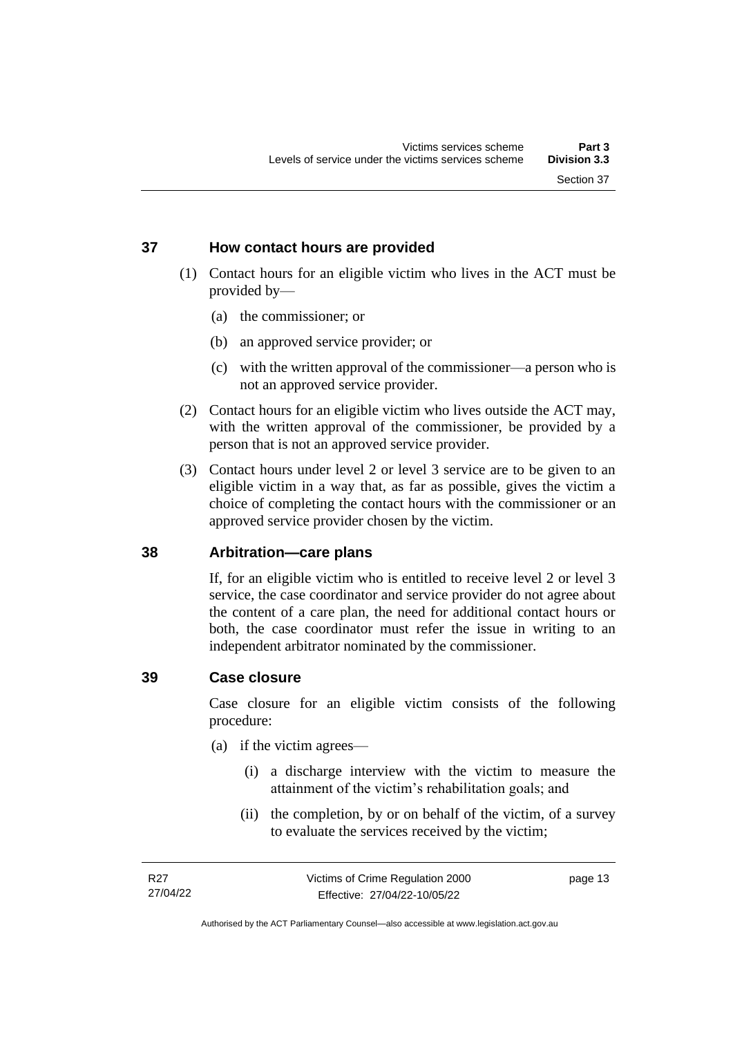## 37 How contact hours are provided

(1) Contact hours for an eligible victim who lives in the ACT must be provided by—

(a) the commissioner; or

(b) an approved service provider; or

(c) with the written approval of the commissioner—a person who is not an approved service provider.

(2) Contact hours for an eligible victim who lives outside the ACT may, with the written approval of the commissioner, be provided by a person that is not an approved service provider.

(3) Contact hours under level 2 or level 3 service are to be given to an eligible victim in a way that, as far as possible, gives the victim a choice of completing the contact hours with the commissioner or an approved service provider chosen by the victim.

## 38 Arbitration—care plans

If, for an eligible victim who is entitled to receive level 2 or level 3 service, the case coordinator and service provider do not agree about the content of a care plan, the need for additional contact hours or both, the case coordinator must refer the issue in writing to an independent arbitrator nominated by the commissioner.

## 39 Case closure

Case closure for an eligible victim consists of the following procedure:

(a) if the victim agrees—

(i) a discharge interview with the victim to measure the attainment of the victim's rehabilitation goals; and

(ii) the completion, by or on behalf of the victim, of a survey to evaluate the services received by the victim;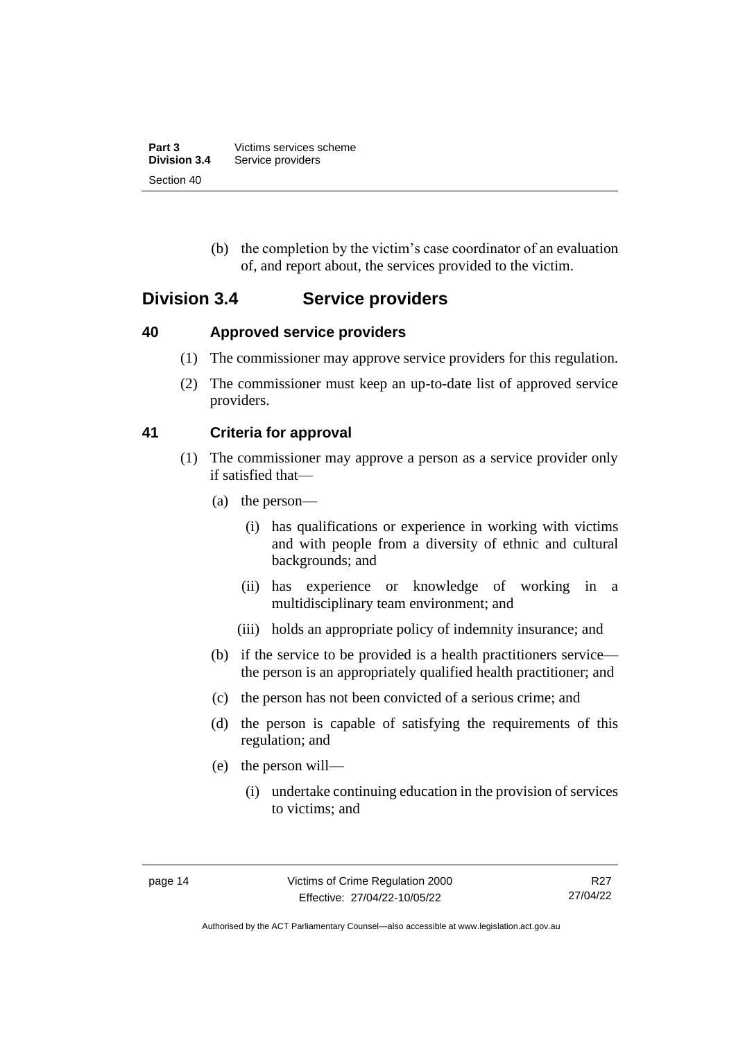(b) the completion by the victim's case coordinator of an evaluation of, and report about, the services provided to the victim.

## Division 3.4 Service providers

### 40 Approved service providers

(1) The commissioner may approve service providers for this regulation.

(2) The commissioner must keep an up-to-date list of approved service providers.

### 41 Criteria for approval

(1) The commissioner may approve a person as a service provider only if satisfied that—

(a) the person—

(i) has qualifications or experience in working with victims and with people from a diversity of ethnic and cultural backgrounds; and

(ii) has experience or knowledge of working in a multidisciplinary team environment; and

(iii) holds an appropriate policy of indemnity insurance; and

(b) if the service to be provided is a health practitioners service—the person is an appropriately qualified health practitioner; and

(c) the person has not been convicted of a serious crime; and

(d) the person is capable of satisfying the requirements of this regulation; and

(e) the person will—

(i) undertake continuing education in the provision of services to victims; and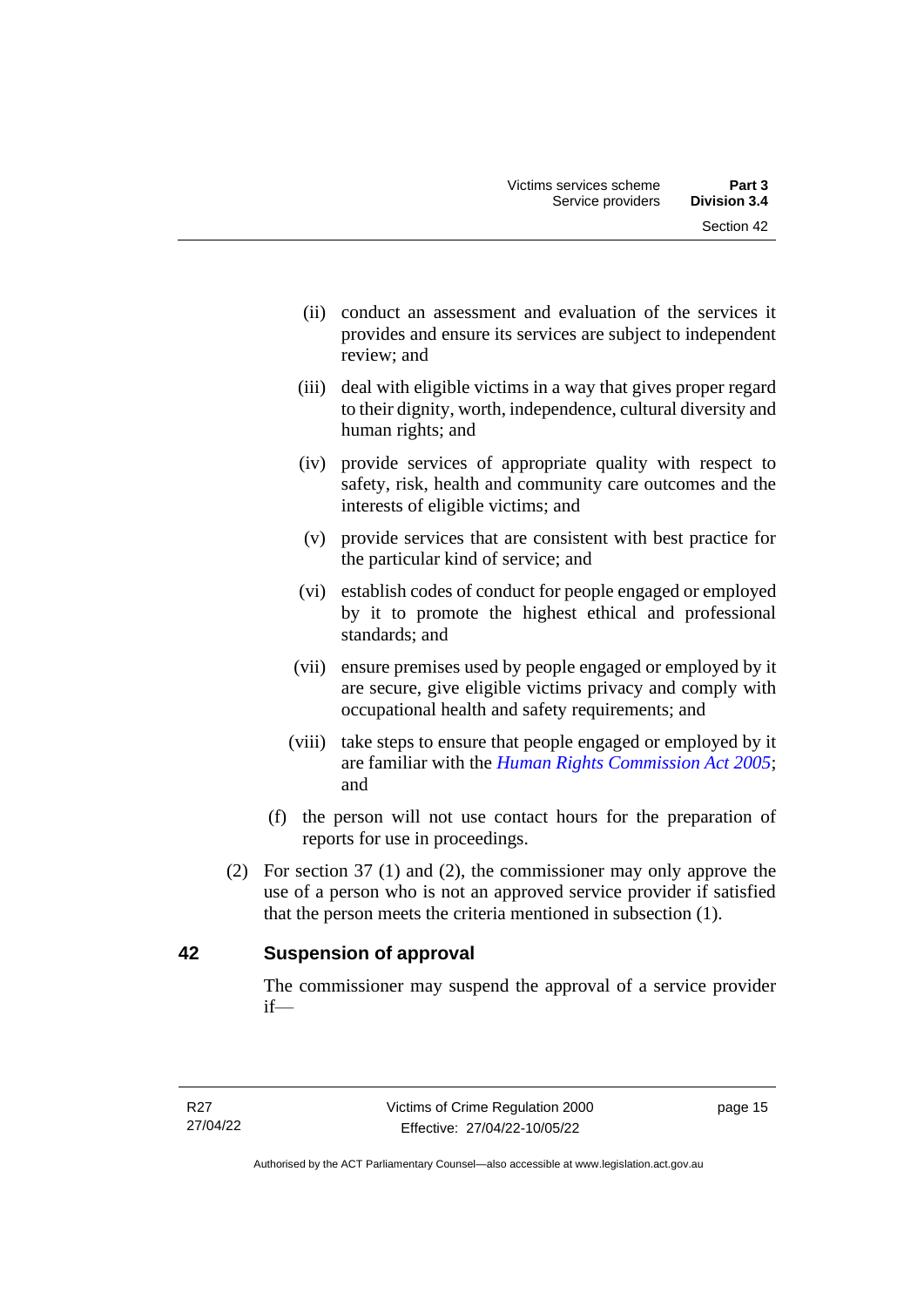(ii) conduct an assessment and evaluation of the services it provides and ensure its services are subject to independent review; and

(iii) deal with eligible victims in a way that gives proper regard to their dignity, worth, independence, cultural diversity and human rights; and

(iv) provide services of appropriate quality with respect to safety, risk, health and community care outcomes and the interests of eligible victims; and

(v) provide services that are consistent with best practice for the particular kind of service; and

(vi) establish codes of conduct for people engaged or employed by it to promote the highest ethical and professional standards; and

(vii) ensure premises used by people engaged or employed by it are secure, give eligible victims privacy and comply with occupational health and safety requirements; and

(viii) take steps to ensure that people engaged or employed by it are familiar with the *Human Rights Commission Act 2005*; and

(f) the person will not use contact hours for the preparation of reports for use in proceedings.

(2) For section 37 (1) and (2), the commissioner may only approve the use of a person who is not an approved service provider if satisfied that the person meets the criteria mentioned in subsection (1).

## 42 Suspension of approval

The commissioner may suspend the approval of a service provider if—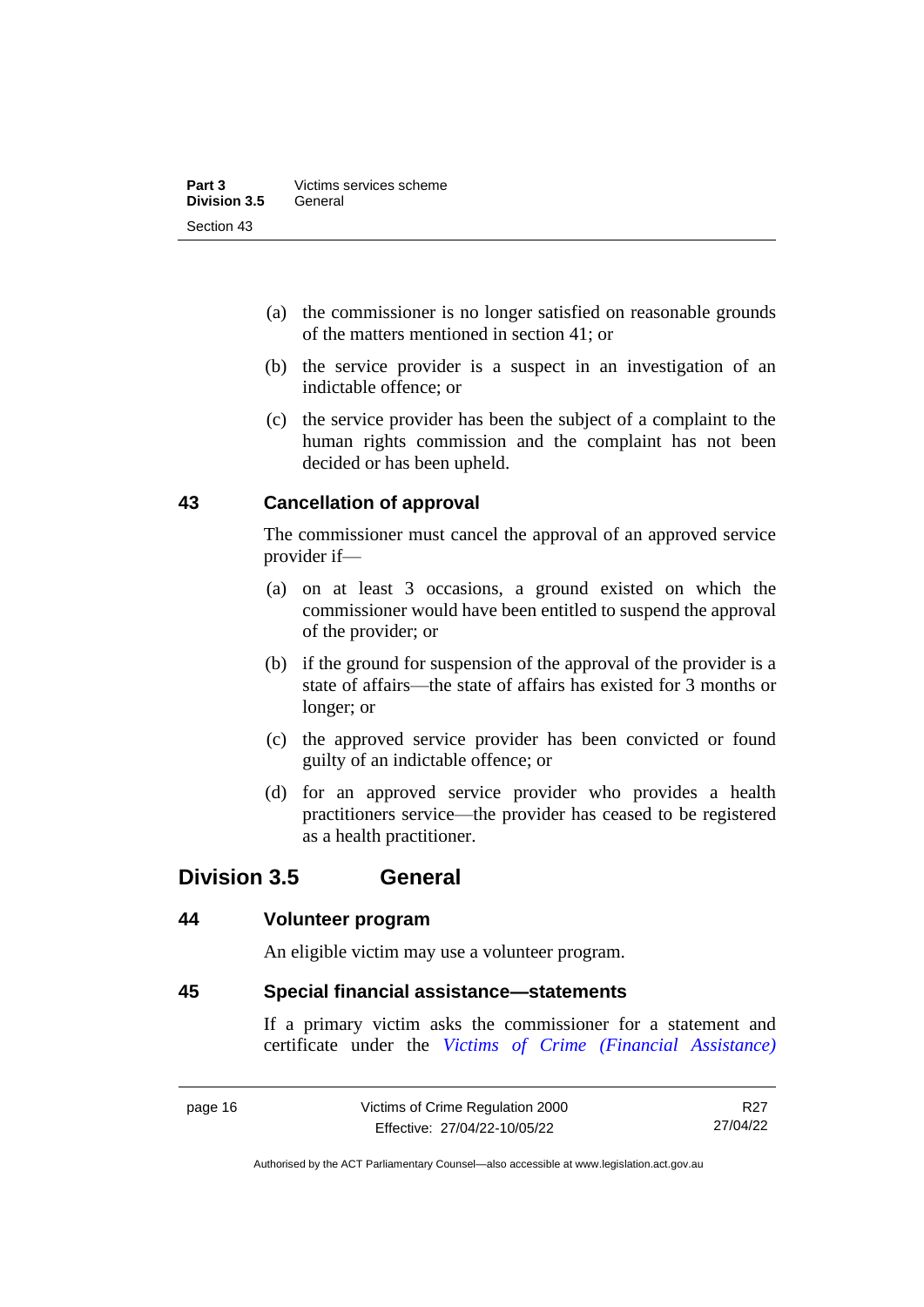(a) the commissioner is no longer satisfied on reasonable grounds of the matters mentioned in section 41; or

(b) the service provider is a suspect in an investigation of an indictable offence; or

(c) the service provider has been the subject of a complaint to the human rights commission and the complaint has not been decided or has been upheld.

### 43 Cancellation of approval

The commissioner must cancel the approval of an approved service provider if—

(a) on at least 3 occasions, a ground existed on which the commissioner would have been entitled to suspend the approval of the provider; or

(b) if the ground for suspension of the approval of the provider is a state of affairs—the state of affairs has existed for 3 months or longer; or

(c) the approved service provider has been convicted or found guilty of an indictable offence; or

(d) for an approved service provider who provides a health practitioners service—the provider has ceased to be registered as a health practitioner.

## Division 3.5 General

### 44 Volunteer program

An eligible victim may use a volunteer program.

### 45 Special financial assistance—statements

If a primary victim asks the commissioner for a statement and certificate under the *Victims of Crime (Financial Assistance)*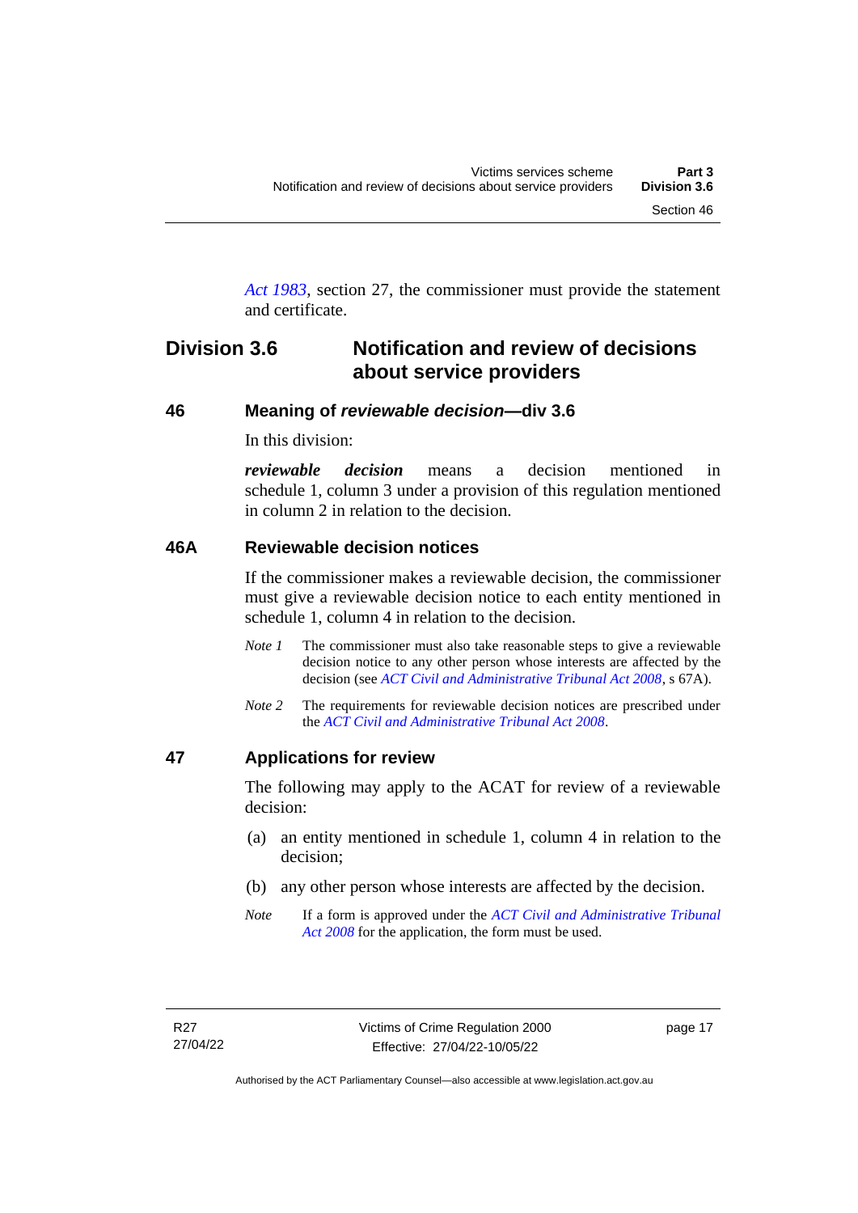*Act 1983*, section 27, the commissioner must provide the statement and certificate.

## Division 3.6 Notification and review of decisions about service providers

### 46 Meaning of *reviewable decision*—div 3.6

In this division:

***reviewable decision*** means a decision mentioned in schedule 1, column 3 under a provision of this regulation mentioned in column 2 in relation to the decision.

### 46A Reviewable decision notices

If the commissioner makes a reviewable decision, the commissioner must give a reviewable decision notice to each entity mentioned in schedule 1, column 4 in relation to the decision.

*Note 1* The commissioner must also take reasonable steps to give a reviewable decision notice to any other person whose interests are affected by the decision (see *ACT Civil and Administrative Tribunal Act 2008*, s 67A).

*Note 2* The requirements for reviewable decision notices are prescribed under the *ACT Civil and Administrative Tribunal Act 2008*.

### 47 Applications for review

The following may apply to the ACAT for review of a reviewable decision:

(a) an entity mentioned in schedule 1, column 4 in relation to the decision;

(b) any other person whose interests are affected by the decision.

*Note* If a form is approved under the *ACT Civil and Administrative Tribunal Act 2008* for the application, the form must be used.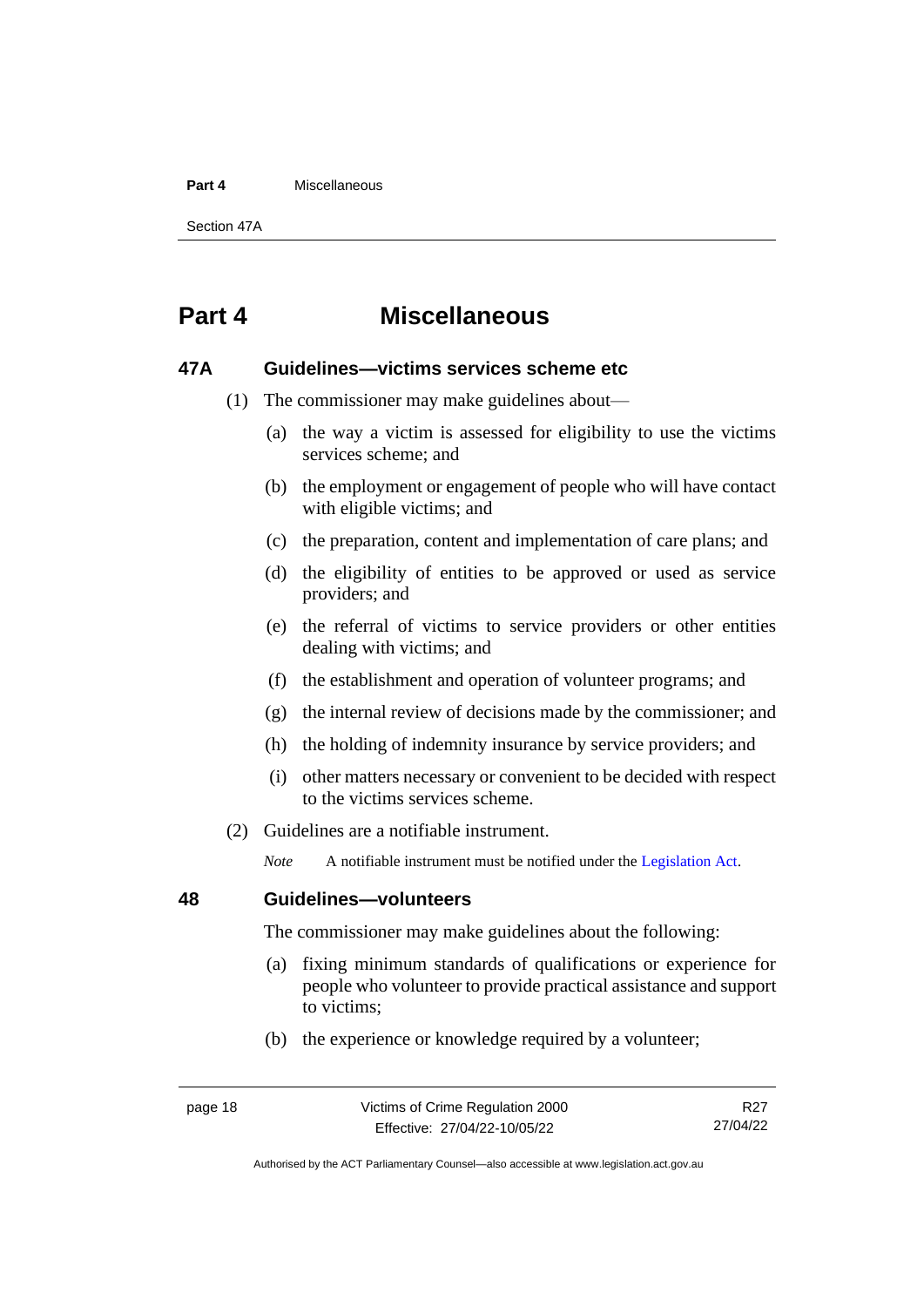# Part 4 Miscellaneous

### 47A Guidelines—victims services scheme etc

(1) The commissioner may make guidelines about—

(a) the way a victim is assessed for eligibility to use the victims services scheme; and

(b) the employment or engagement of people who will have contact with eligible victims; and

(c) the preparation, content and implementation of care plans; and

(d) the eligibility of entities to be approved or used as service providers; and

(e) the referral of victims to service providers or other entities dealing with victims; and

(f) the establishment and operation of volunteer programs; and

(g) the internal review of decisions made by the commissioner; and

(h) the holding of indemnity insurance by service providers; and

(i) other matters necessary or convenient to be decided with respect to the victims services scheme.

(2) Guidelines are a notifiable instrument.

*Note* A notifiable instrument must be notified under the Legislation Act.

### 48 Guidelines—volunteers

The commissioner may make guidelines about the following:

(a) fixing minimum standards of qualifications or experience for people who volunteer to provide practical assistance and support to victims;

(b) the experience or knowledge required by a volunteer;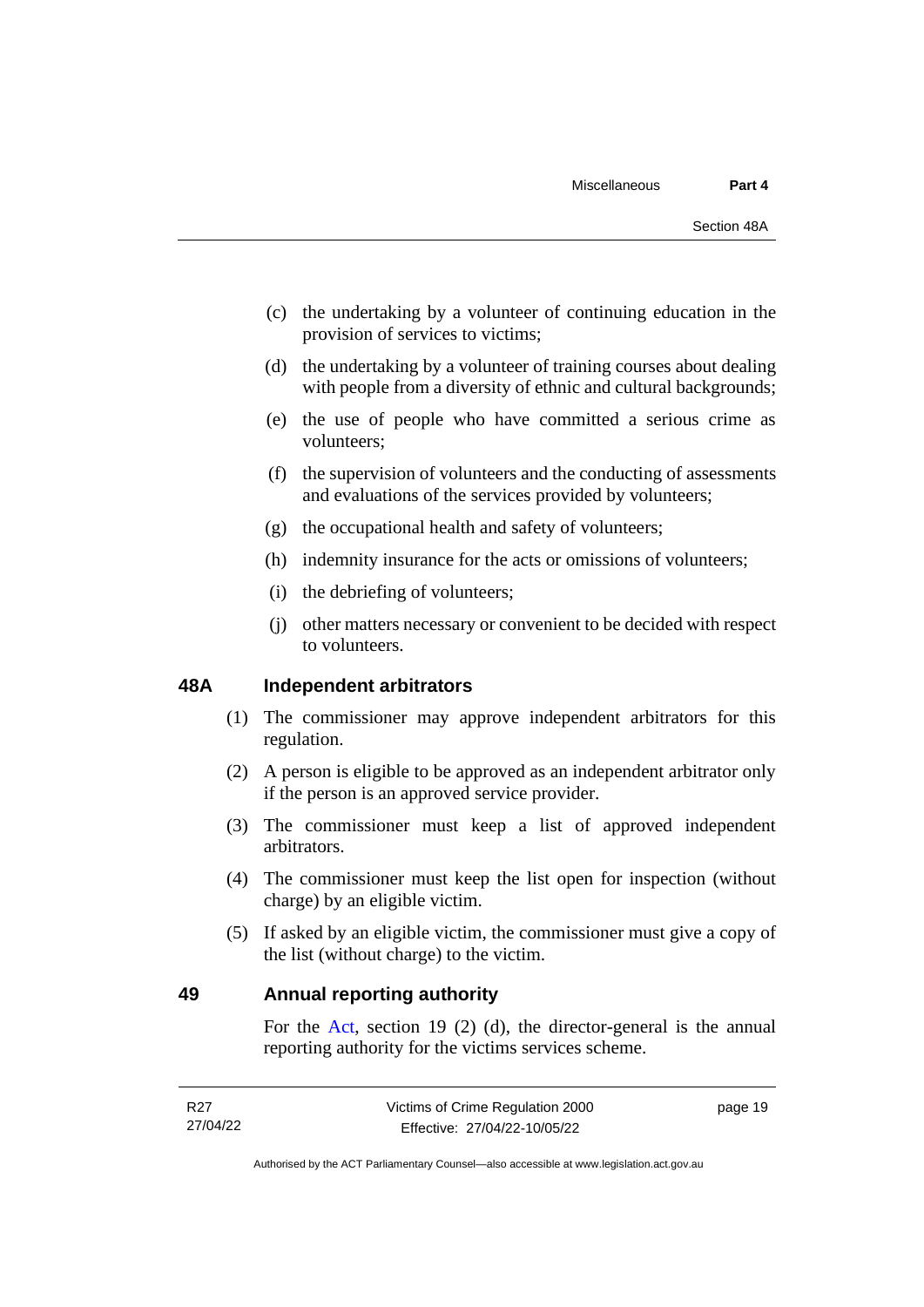(c) the undertaking by a volunteer of continuing education in the provision of services to victims;

(d) the undertaking by a volunteer of training courses about dealing with people from a diversity of ethnic and cultural backgrounds;

(e) the use of people who have committed a serious crime as volunteers;

(f) the supervision of volunteers and the conducting of assessments and evaluations of the services provided by volunteers;

(g) the occupational health and safety of volunteers;

(h) indemnity insurance for the acts or omissions of volunteers;

(i) the debriefing of volunteers;

(j) other matters necessary or convenient to be decided with respect to volunteers.

## 48A Independent arbitrators

(1) The commissioner may approve independent arbitrators for this regulation.

(2) A person is eligible to be approved as an independent arbitrator only if the person is an approved service provider.

(3) The commissioner must keep a list of approved independent arbitrators.

(4) The commissioner must keep the list open for inspection (without charge) by an eligible victim.

(5) If asked by an eligible victim, the commissioner must give a copy of the list (without charge) to the victim.

## 49 Annual reporting authority

For the Act, section 19 (2) (d), the director-general is the annual reporting authority for the victims services scheme.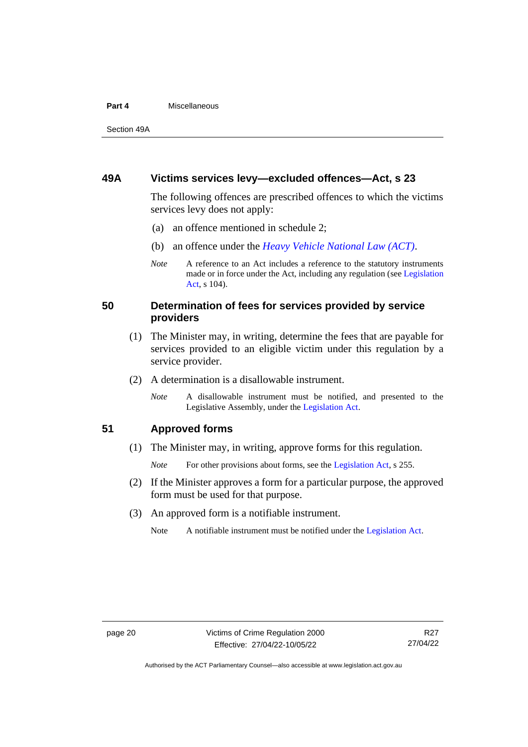## 49A Victims services levy—excluded offences—Act, s 23

The following offences are prescribed offences to which the victims services levy does not apply:

(a) an offence mentioned in schedule 2;

(b) an offence under the *Heavy Vehicle National Law (ACT)*.

*Note* A reference to an Act includes a reference to the statutory instruments made or in force under the Act, including any regulation (see Legislation Act, s 104).

## 50 Determination of fees for services provided by service providers

(1) The Minister may, in writing, determine the fees that are payable for services provided to an eligible victim under this regulation by a service provider.

(2) A determination is a disallowable instrument.

*Note* A disallowable instrument must be notified, and presented to the Legislative Assembly, under the Legislation Act.

## 51 Approved forms

(1) The Minister may, in writing, approve forms for this regulation.

*Note* For other provisions about forms, see the Legislation Act, s 255.

(2) If the Minister approves a form for a particular purpose, the approved form must be used for that purpose.

(3) An approved form is a notifiable instrument.

Note A notifiable instrument must be notified under the Legislation Act.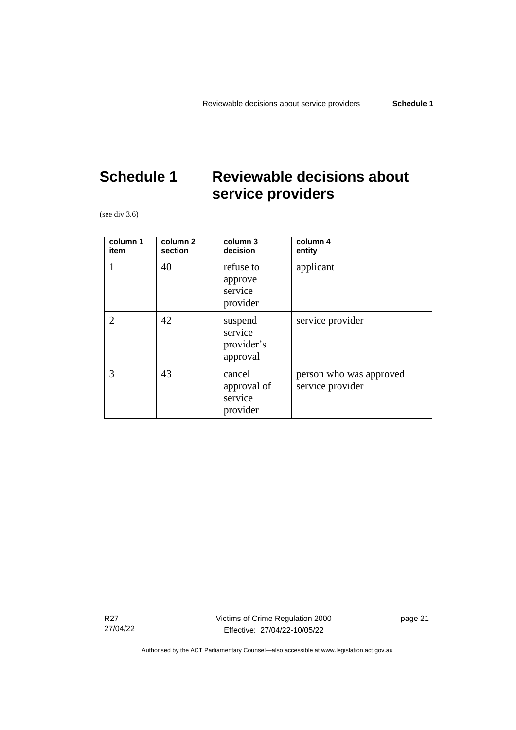# Schedule 1 Reviewable decisions about service providers

(see div 3.6)

| column 1 item | column 2 section | column 3 decision | column 4 entity |
|---|---|---|---|
| 1 | 40 | refuse to approve service provider | applicant |
| 2 | 42 | suspend service provider's approval | service provider |
| 3 | 43 | cancel approval of service provider | person who was approved service provider |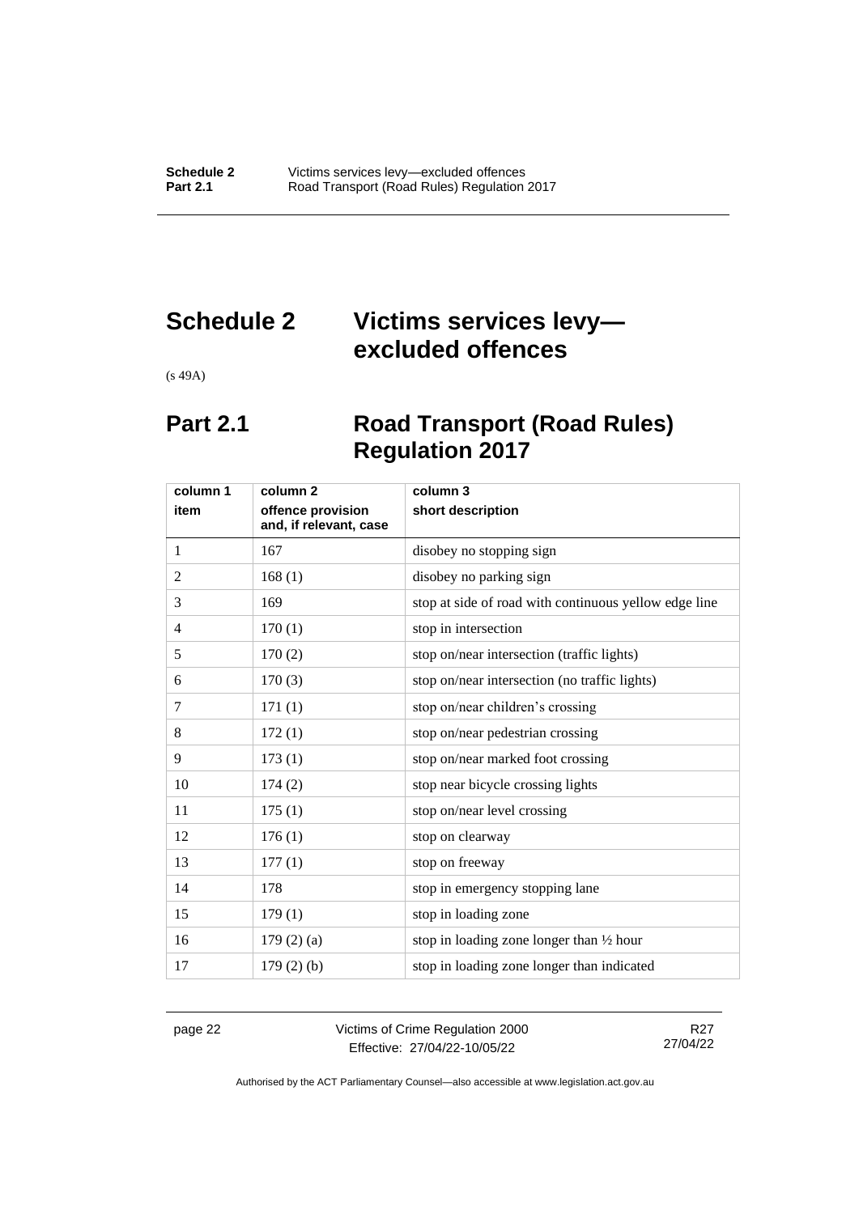# Schedule 2 Victims services levy—excluded offences

(s 49A)

## Part 2.1 Road Transport (Road Rules) Regulation 2017

| column 1<br>item | column 2<br>offence provision and, if relevant, case | column 3<br>short description |
|---|---|---|
| 1 | 167 | disobey no stopping sign |
| 2 | 168 (1) | disobey no parking sign |
| 3 | 169 | stop at side of road with continuous yellow edge line |
| 4 | 170 (1) | stop in intersection |
| 5 | 170 (2) | stop on/near intersection (traffic lights) |
| 6 | 170 (3) | stop on/near intersection (no traffic lights) |
| 7 | 171 (1) | stop on/near children's crossing |
| 8 | 172 (1) | stop on/near pedestrian crossing |
| 9 | 173 (1) | stop on/near marked foot crossing |
| 10 | 174 (2) | stop near bicycle crossing lights |
| 11 | 175 (1) | stop on/near level crossing |
| 12 | 176 (1) | stop on clearway |
| 13 | 177 (1) | stop on freeway |
| 14 | 178 | stop in emergency stopping lane |
| 15 | 179 (1) | stop in loading zone |
| 16 | 179 (2) (a) | stop in loading zone longer than ½ hour |
| 17 | 179 (2) (b) | stop in loading zone longer than indicated |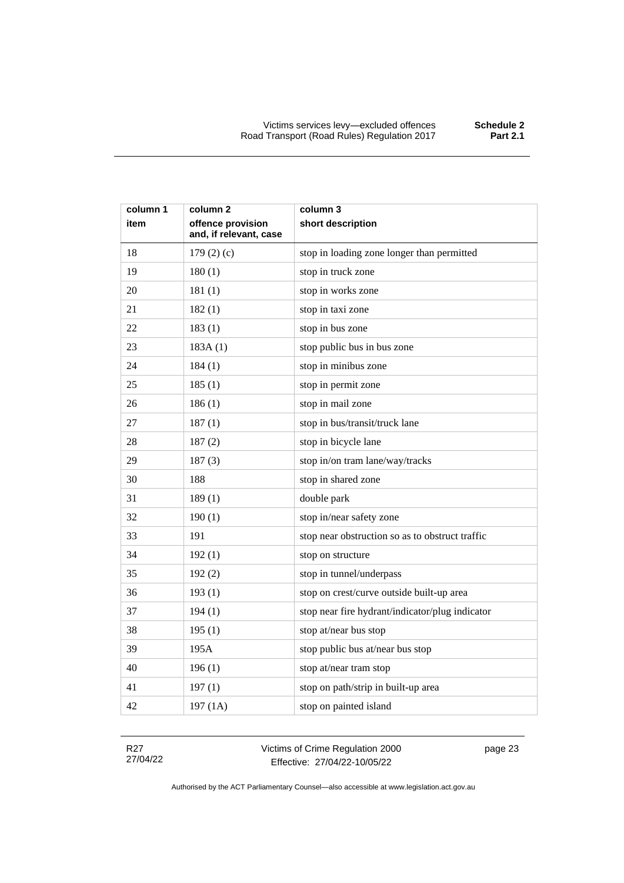| column 1 item | column 2 offence provision and, if relevant, case | column 3 short description |
|---|---|---|
| 18 | 179 (2) (c) | stop in loading zone longer than permitted |
| 19 | 180 (1) | stop in truck zone |
| 20 | 181 (1) | stop in works zone |
| 21 | 182 (1) | stop in taxi zone |
| 22 | 183 (1) | stop in bus zone |
| 23 | 183A (1) | stop public bus in bus zone |
| 24 | 184 (1) | stop in minibus zone |
| 25 | 185 (1) | stop in permit zone |
| 26 | 186 (1) | stop in mail zone |
| 27 | 187 (1) | stop in bus/transit/truck lane |
| 28 | 187 (2) | stop in bicycle lane |
| 29 | 187 (3) | stop in/on tram lane/way/tracks |
| 30 | 188 | stop in shared zone |
| 31 | 189 (1) | double park |
| 32 | 190 (1) | stop in/near safety zone |
| 33 | 191 | stop near obstruction so as to obstruct traffic |
| 34 | 192 (1) | stop on structure |
| 35 | 192 (2) | stop in tunnel/underpass |
| 36 | 193 (1) | stop on crest/curve outside built-up area |
| 37 | 194 (1) | stop near fire hydrant/indicator/plug indicator |
| 38 | 195 (1) | stop at/near bus stop |
| 39 | 195A | stop public bus at/near bus stop |
| 40 | 196 (1) | stop at/near tram stop |
| 41 | 197 (1) | stop on path/strip in built-up area |
| 42 | 197 (1A) | stop on painted island |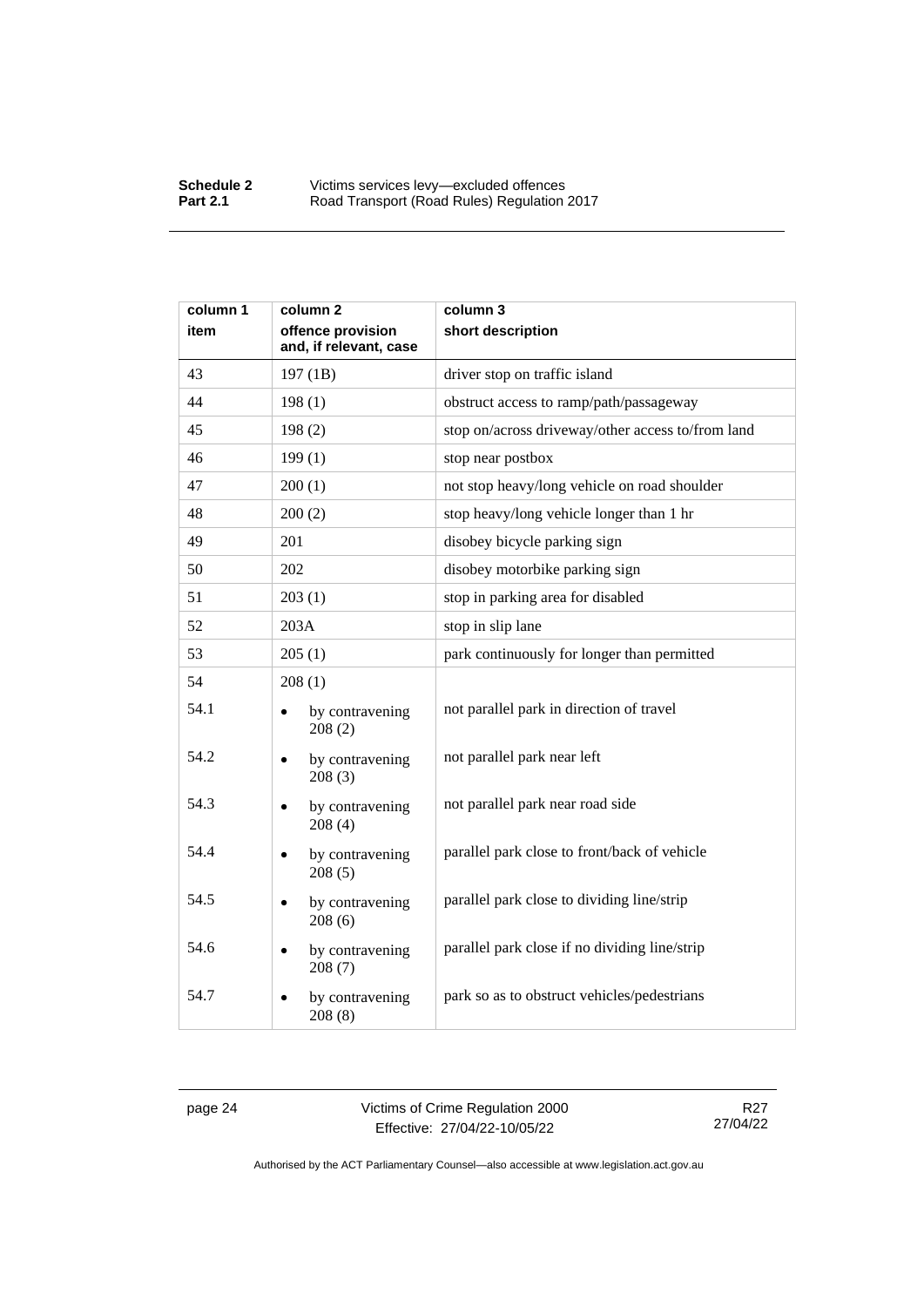| column 1<br>item | column 2<br>offence provision and, if relevant, case | column 3<br>short description |
|---|---|---|
| 43 | 197 (1B) | driver stop on traffic island |
| 44 | 198 (1) | obstruct access to ramp/path/passageway |
| 45 | 198 (2) | stop on/across driveway/other access to/from land |
| 46 | 199 (1) | stop near postbox |
| 47 | 200 (1) | not stop heavy/long vehicle on road shoulder |
| 48 | 200 (2) | stop heavy/long vehicle longer than 1 hr |
| 49 | 201 | disobey bicycle parking sign |
| 50 | 202 | disobey motorbike parking sign |
| 51 | 203 (1) | stop in parking area for disabled |
| 52 | 203A | stop in slip lane |
| 53 | 205 (1) | park continuously for longer than permitted |
| 54 | 208 (1) | |
| 54.1 | • by contravening 208 (2) | not parallel park in direction of travel |
| 54.2 | • by contravening 208 (3) | not parallel park near left |
| 54.3 | • by contravening 208 (4) | not parallel park near road side |
| 54.4 | • by contravening 208 (5) | parallel park close to front/back of vehicle |
| 54.5 | • by contravening 208 (6) | parallel park close to dividing line/strip |
| 54.6 | • by contravening 208 (7) | parallel park close if no dividing line/strip |
| 54.7 | • by contravening 208 (8) | park so as to obstruct vehicles/pedestrians |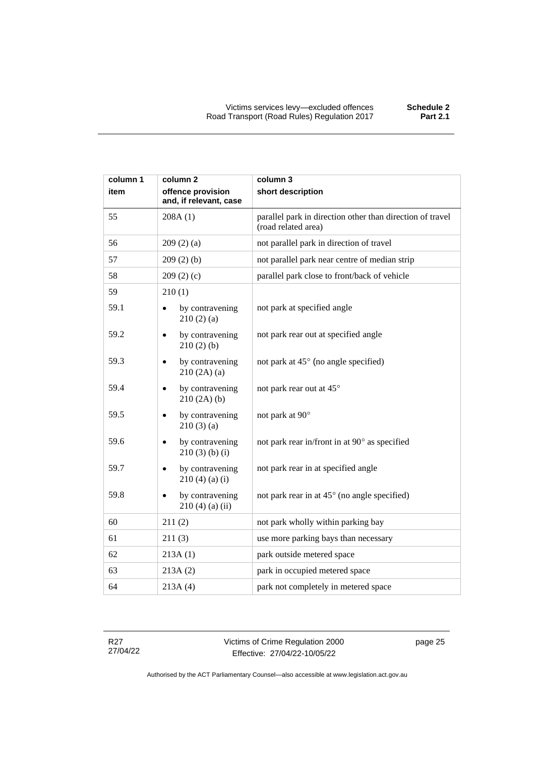| column 1 item | column 2 offence provision and, if relevant, case | column 3 short description |
|---|---|---|
| 55 | 208A (1) | parallel park in direction other than direction of travel (road related area) |
| 56 | 209 (2) (a) | not parallel park in direction of travel |
| 57 | 209 (2) (b) | not parallel park near centre of median strip |
| 58 | 209 (2) (c) | parallel park close to front/back of vehicle |
| 59 | 210 (1) | |
| 59.1 | • by contravening 210 (2) (a) | not park at specified angle |
| 59.2 | • by contravening 210 (2) (b) | not park rear out at specified angle |
| 59.3 | • by contravening 210 (2A) (a) | not park at 45° (no angle specified) |
| 59.4 | • by contravening 210 (2A) (b) | not park rear out at 45° |
| 59.5 | • by contravening 210 (3) (a) | not park at 90° |
| 59.6 | • by contravening 210 (3) (b) (i) | not park rear in/front in at 90° as specified |
| 59.7 | • by contravening 210 (4) (a) (i) | not park rear in at specified angle |
| 59.8 | • by contravening 210 (4) (a) (ii) | not park rear in at 45° (no angle specified) |
| 60 | 211 (2) | not park wholly within parking bay |
| 61 | 211 (3) | use more parking bays than necessary |
| 62 | 213A (1) | park outside metered space |
| 63 | 213A (2) | park in occupied metered space |
| 64 | 213A (4) | park not completely in metered space |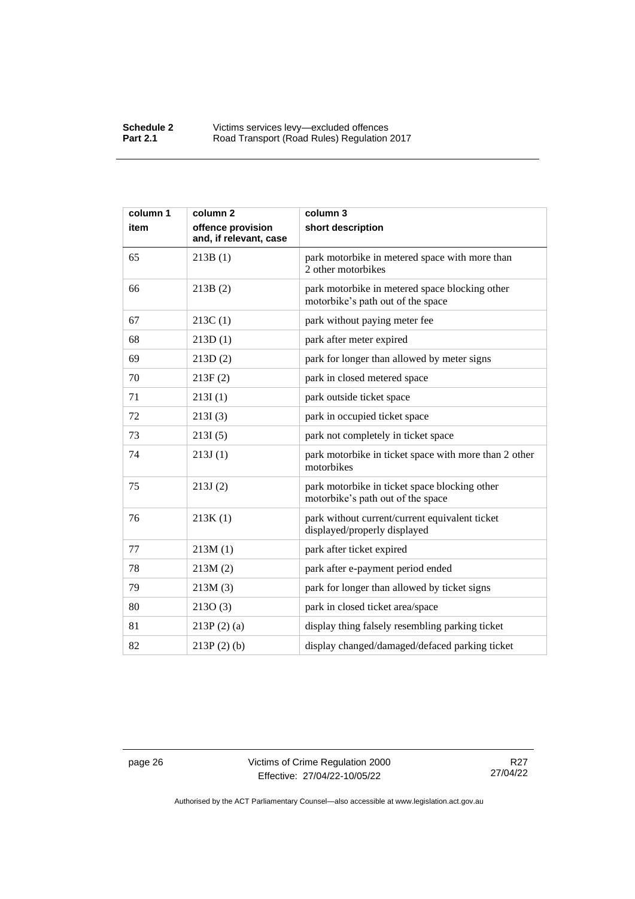| column 1 item | column 2 offence provision and, if relevant, case | column 3 short description |
|---|---|---|
| 65 | 213B (1) | park motorbike in metered space with more than 2 other motorbikes |
| 66 | 213B (2) | park motorbike in metered space blocking other motorbike's path out of the space |
| 67 | 213C (1) | park without paying meter fee |
| 68 | 213D (1) | park after meter expired |
| 69 | 213D (2) | park for longer than allowed by meter signs |
| 70 | 213F (2) | park in closed metered space |
| 71 | 213I (1) | park outside ticket space |
| 72 | 213I (3) | park in occupied ticket space |
| 73 | 213I (5) | park not completely in ticket space |
| 74 | 213J (1) | park motorbike in ticket space with more than 2 other motorbikes |
| 75 | 213J (2) | park motorbike in ticket space blocking other motorbike's path out of the space |
| 76 | 213K (1) | park without current/current equivalent ticket displayed/properly displayed |
| 77 | 213M (1) | park after ticket expired |
| 78 | 213M (2) | park after e-payment period ended |
| 79 | 213M (3) | park for longer than allowed by ticket signs |
| 80 | 213O (3) | park in closed ticket area/space |
| 81 | 213P (2) (a) | display thing falsely resembling parking ticket |
| 82 | 213P (2) (b) | display changed/damaged/defaced parking ticket |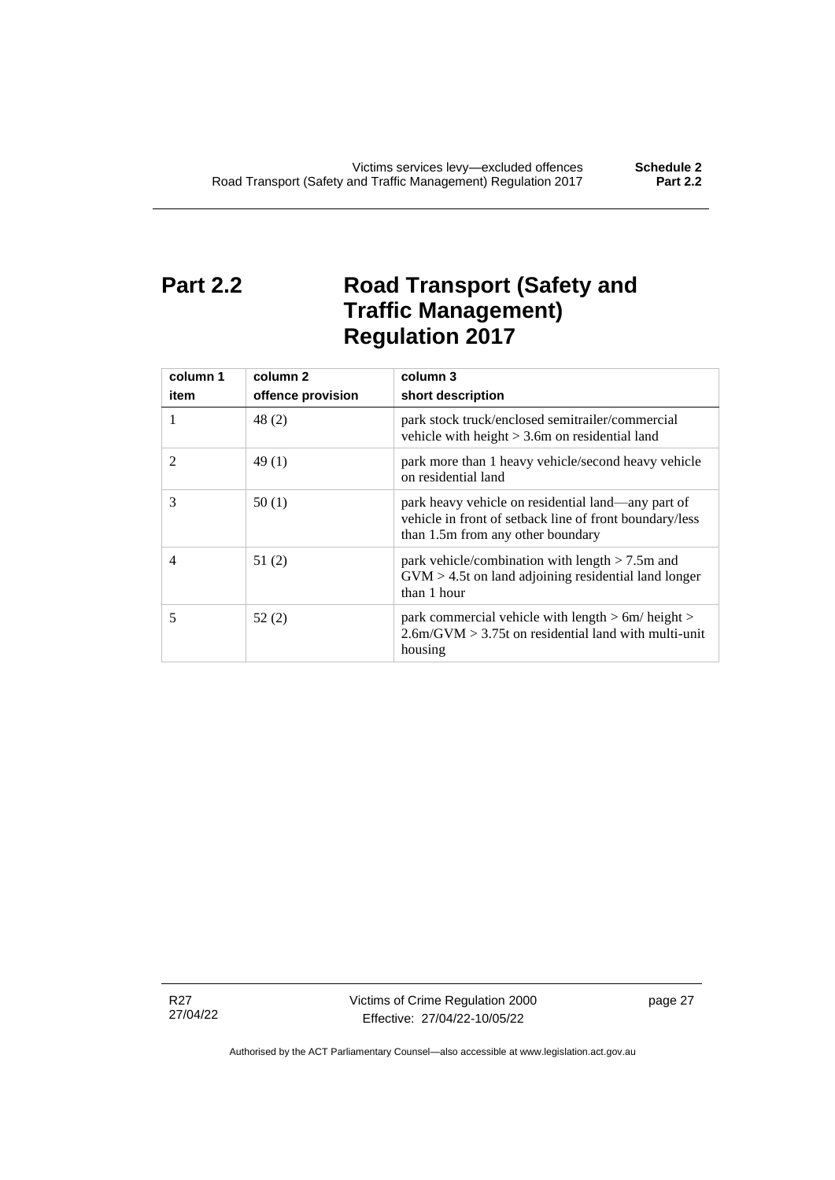## Part 2.2 Road Transport (Safety and Traffic Management) Regulation 2017

| column 1<br>item | column 2<br>offence provision | column 3<br>short description |
|---|---|---|
| 1 | 48 (2) | park stock truck/enclosed semitrailer/commercial vehicle with height > 3.6m on residential land |
| 2 | 49 (1) | park more than 1 heavy vehicle/second heavy vehicle on residential land |
| 3 | 50 (1) | park heavy vehicle on residential land—any part of vehicle in front of setback line of front boundary/less than 1.5m from any other boundary |
| 4 | 51 (2) | park vehicle/combination with length > 7.5m and GVM > 4.5t on land adjoining residential land longer than 1 hour |
| 5 | 52 (2) | park commercial vehicle with length > 6m/ height > 2.6m/GVM > 3.75t on residential land with multi-unit housing |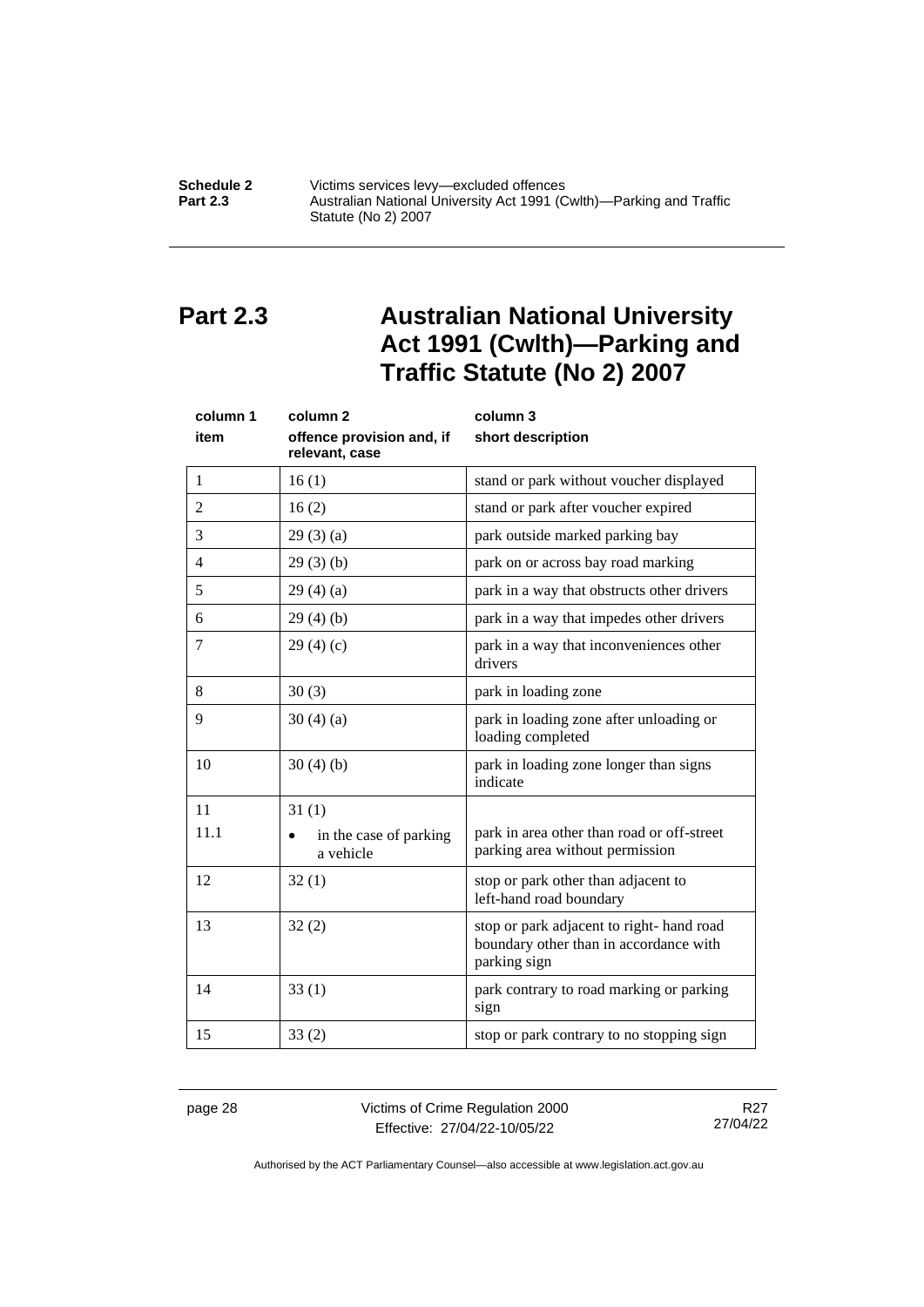## Part 2.3 Australian National University Act 1991 (Cwlth)—Parking and Traffic Statute (No 2) 2007

| column 1<br>item | column 2<br>offence provision and, if relevant, case | column 3<br>short description |
|---|---|---|
| 1 | 16 (1) | stand or park without voucher displayed |
| 2 | 16 (2) | stand or park after voucher expired |
| 3 | 29 (3) (a) | park outside marked parking bay |
| 4 | 29 (3) (b) | park on or across bay road marking |
| 5 | 29 (4) (a) | park in a way that obstructs other drivers |
| 6 | 29 (4) (b) | park in a way that impedes other drivers |
| 7 | 29 (4) (c) | park in a way that inconveniences other drivers |
| 8 | 30 (3) | park in loading zone |
| 9 | 30 (4) (a) | park in loading zone after unloading or loading completed |
| 10 | 30 (4) (b) | park in loading zone longer than signs indicate |
| 11 | 31 (1) | |
| 11.1 | • in the case of parking a vehicle | park in area other than road or off-street parking area without permission |
| 12 | 32 (1) | stop or park other than adjacent to left-hand road boundary |
| 13 | 32 (2) | stop or park adjacent to right- hand road boundary other than in accordance with parking sign |
| 14 | 33 (1) | park contrary to road marking or parking sign |
| 15 | 33 (2) | stop or park contrary to no stopping sign |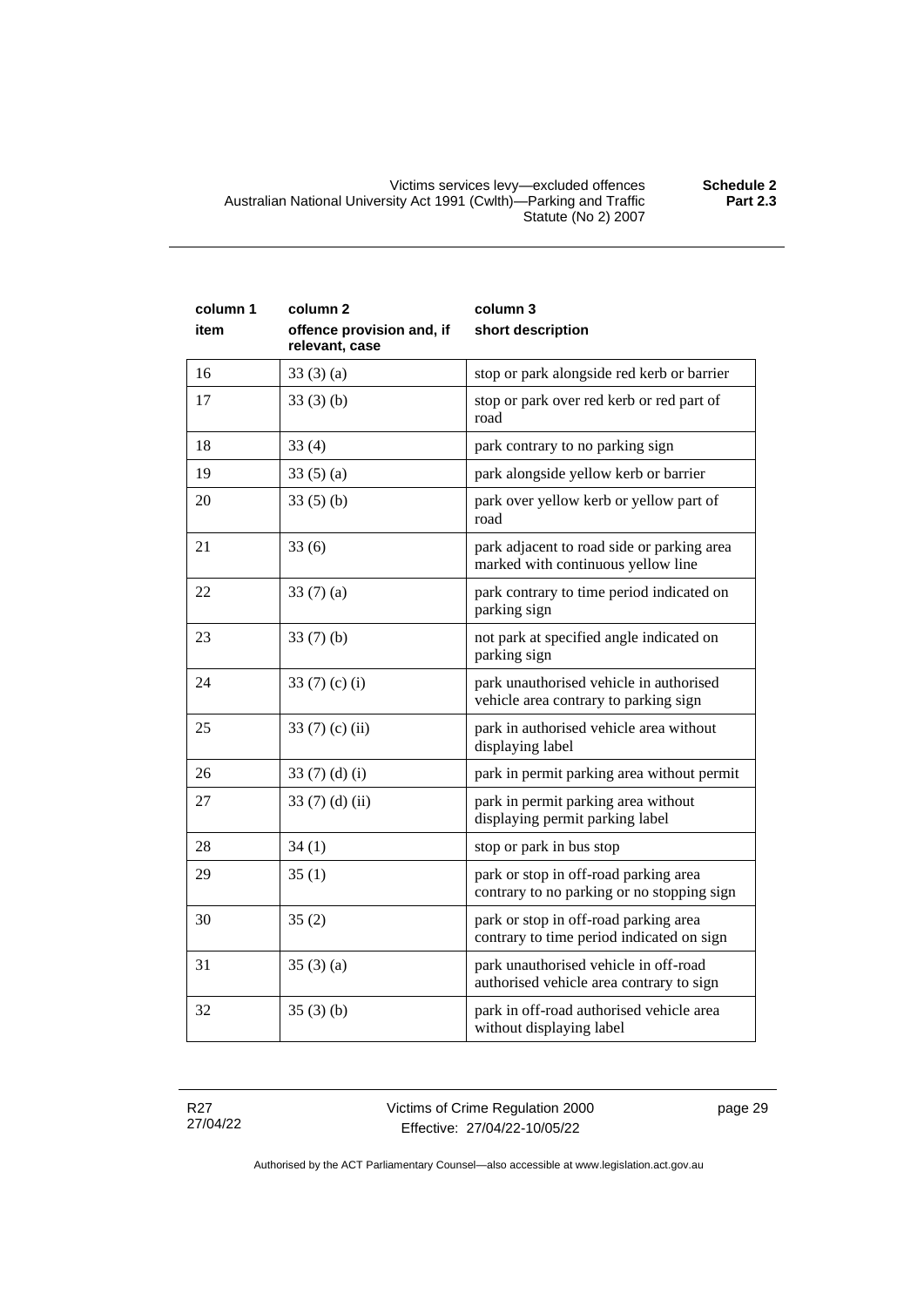| column 1<br>item | column 2<br>offence provision and, if relevant, case | column 3<br>short description |
|---|---|---|
| 16 | 33 (3) (a) | stop or park alongside red kerb or barrier |
| 17 | 33 (3) (b) | stop or park over red kerb or red part of road |
| 18 | 33 (4) | park contrary to no parking sign |
| 19 | 33 (5) (a) | park alongside yellow kerb or barrier |
| 20 | 33 (5) (b) | park over yellow kerb or yellow part of road |
| 21 | 33 (6) | park adjacent to road side or parking area marked with continuous yellow line |
| 22 | 33 (7) (a) | park contrary to time period indicated on parking sign |
| 23 | 33 (7) (b) | not park at specified angle indicated on parking sign |
| 24 | 33 (7) (c) (i) | park unauthorised vehicle in authorised vehicle area contrary to parking sign |
| 25 | 33 (7) (c) (ii) | park in authorised vehicle area without displaying label |
| 26 | 33 (7) (d) (i) | park in permit parking area without permit |
| 27 | 33 (7) (d) (ii) | park in permit parking area without displaying permit parking label |
| 28 | 34 (1) | stop or park in bus stop |
| 29 | 35 (1) | park or stop in off-road parking area contrary to no parking or no stopping sign |
| 30 | 35 (2) | park or stop in off-road parking area contrary to time period indicated on sign |
| 31 | 35 (3) (a) | park unauthorised vehicle in off-road authorised vehicle area contrary to sign |
| 32 | 35 (3) (b) | park in off-road authorised vehicle area without displaying label |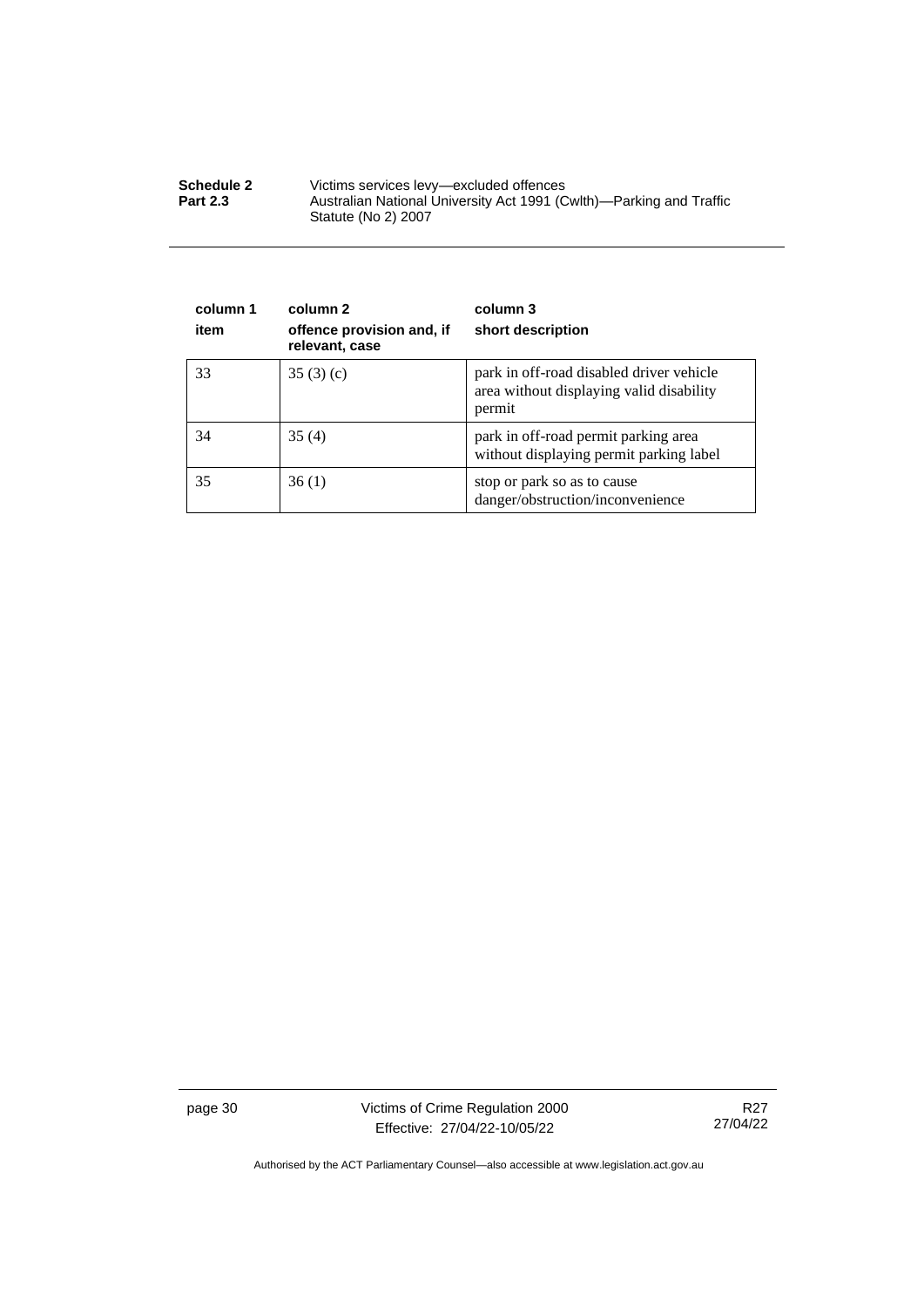| column 1<br>item | column 2<br>offence provision and, if relevant, case | column 3<br>short description |
|---|---|---|
| 33 | 35 (3) (c) | park in off-road disabled driver vehicle area without displaying valid disability permit |
| 34 | 35 (4) | park in off-road permit parking area without displaying permit parking label |
| 35 | 36 (1) | stop or park so as to cause danger/obstruction/inconvenience |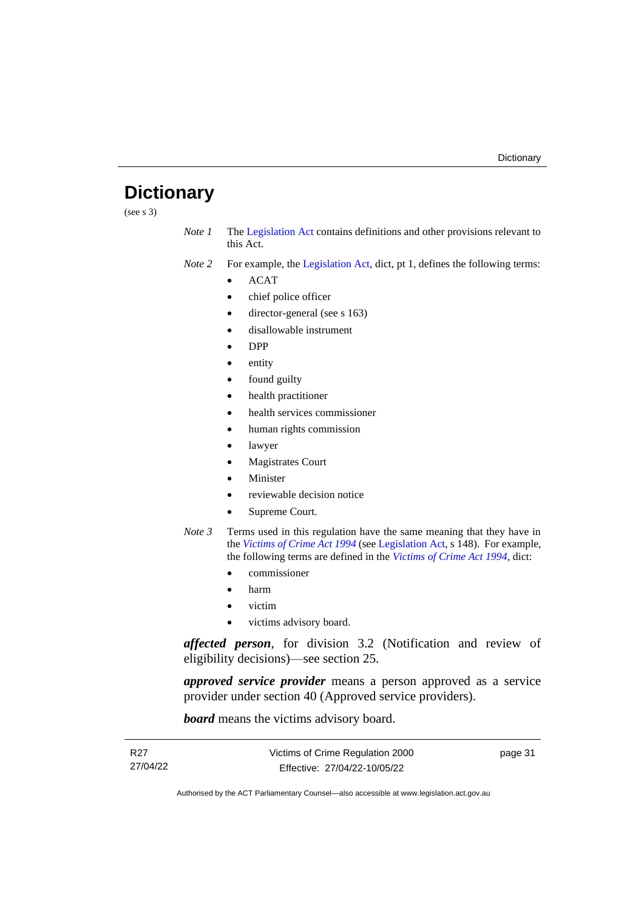# Dictionary

(see s 3)

*Note 1* The Legislation Act contains definitions and other provisions relevant to this Act.

*Note 2* For example, the Legislation Act, dict, pt 1, defines the following terms:

- ACAT
- chief police officer
- director-general (see s 163)
- disallowable instrument
- DPP
- entity
- found guilty
- health practitioner
- health services commissioner
- human rights commission
- lawyer
- Magistrates Court
- Minister
- reviewable decision notice
- Supreme Court.

*Note 3* Terms used in this regulation have the same meaning that they have in the *Victims of Crime Act 1994* (see Legislation Act, s 148). For example, the following terms are defined in the *Victims of Crime Act 1994*, dict:

- commissioner
- harm
- victim
- victims advisory board.

***affected person***, for division 3.2 (Notification and review of eligibility decisions)—see section 25.

***approved service provider*** means a person approved as a service provider under section 40 (Approved service providers).

***board*** means the victims advisory board.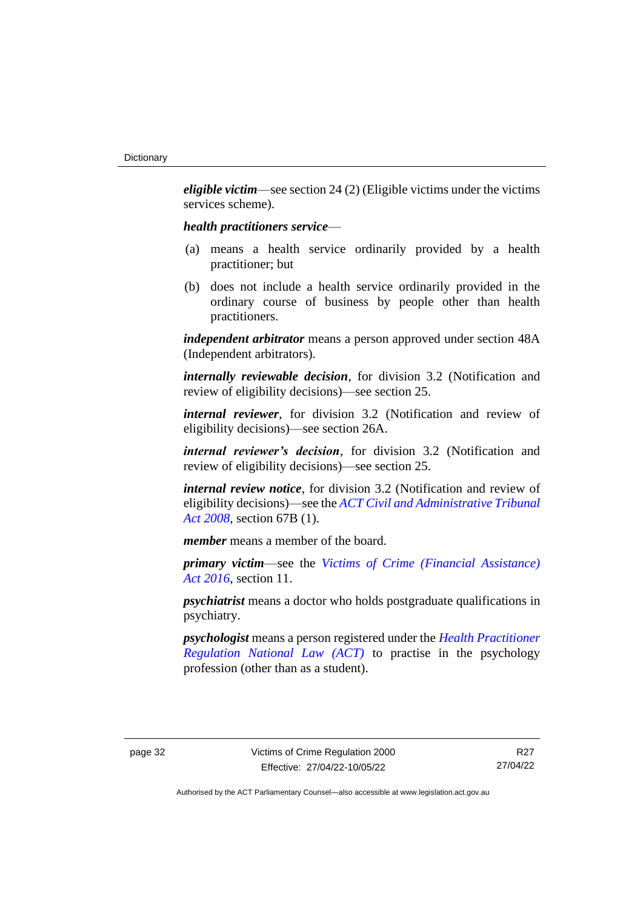***eligible victim***—see section 24 (2) (Eligible victims under the victims services scheme).

***health practitioners service***—

(a) means a health service ordinarily provided by a health practitioner; but

(b) does not include a health service ordinarily provided in the ordinary course of business by people other than health practitioners.

***independent arbitrator*** means a person approved under section 48A (Independent arbitrators).

***internally reviewable decision***, for division 3.2 (Notification and review of eligibility decisions)—see section 25.

***internal reviewer***, for division 3.2 (Notification and review of eligibility decisions)—see section 26A.

***internal reviewer's decision***, for division 3.2 (Notification and review of eligibility decisions)—see section 25.

***internal review notice***, for division 3.2 (Notification and review of eligibility decisions)—see the *ACT Civil and Administrative Tribunal Act 2008*, section 67B (1).

***member*** means a member of the board.

***primary victim***—see the *Victims of Crime (Financial Assistance) Act 2016*, section 11.

***psychiatrist*** means a doctor who holds postgraduate qualifications in psychiatry.

***psychologist*** means a person registered under the *Health Practitioner Regulation National Law (ACT)* to practise in the psychology profession (other than as a student).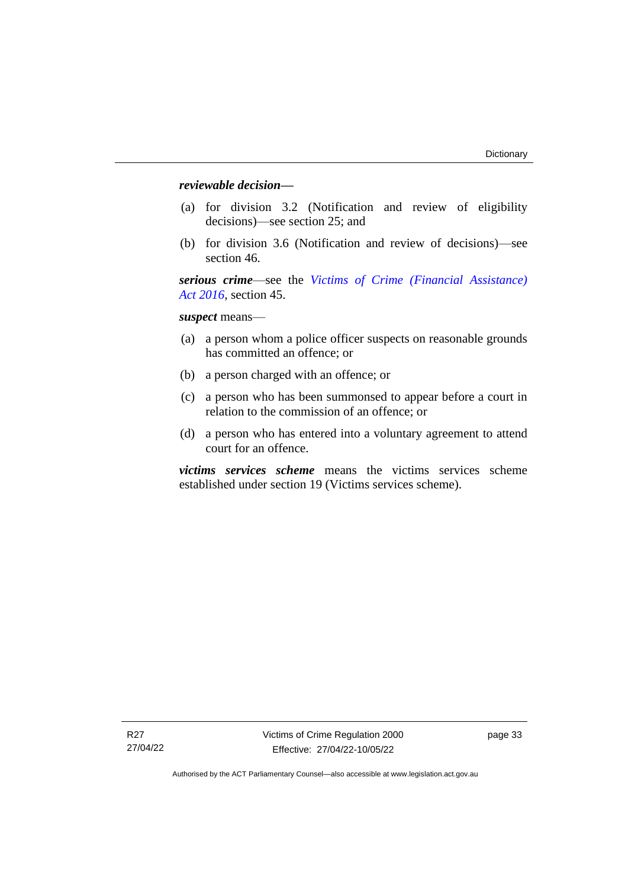***reviewable decision—***

(a) for division 3.2 (Notification and review of eligibility decisions)—see section 25; and

(b) for division 3.6 (Notification and review of decisions)—see section 46.

***serious crime***—see the *Victims of Crime (Financial Assistance) Act 2016*, section 45.

***suspect*** means—

(a) a person whom a police officer suspects on reasonable grounds has committed an offence; or

(b) a person charged with an offence; or

(c) a person who has been summonsed to appear before a court in relation to the commission of an offence; or

(d) a person who has entered into a voluntary agreement to attend court for an offence.

***victims services scheme*** means the victims services scheme established under section 19 (Victims services scheme).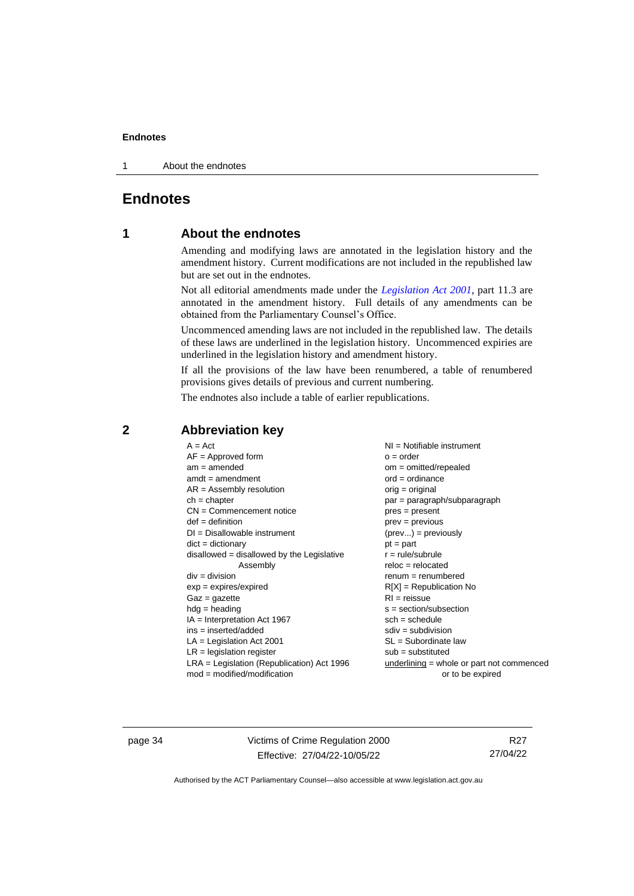# Endnotes

## 1 About the endnotes

Amending and modifying laws are annotated in the legislation history and the amendment history. Current modifications are not included in the republished law but are set out in the endnotes.

Not all editorial amendments made under the *Legislation Act 2001*, part 11.3 are annotated in the amendment history. Full details of any amendments can be obtained from the Parliamentary Counsel's Office.

Uncommenced amending laws are not included in the republished law. The details of these laws are underlined in the legislation history. Uncommenced expiries are underlined in the legislation history and amendment history.

If all the provisions of the law have been renumbered, a table of renumbered provisions gives details of previous and current numbering.

The endnotes also include a table of earlier republications.

## 2 Abbreviation key

| | |
|---|---|
| A = Act | NI = Notifiable instrument |
| AF = Approved form | o = order |
| am = amended | om = omitted/repealed |
| amdt = amendment | ord = ordinance |
| AR = Assembly resolution | orig = original |
| ch = chapter | par = paragraph/subparagraph |
| CN = Commencement notice | pres = present |
| def = definition | prev = previous |
| DI = Disallowable instrument | (prev...) = previously |
| dict = dictionary | pt = part |
| disallowed = disallowed by the Legislative Assembly | r = rule/subrule |
| div = division | reloc = relocated |
| exp = expires/expired | renum = renumbered |
| Gaz = gazette | R[X] = Republication No |
| hdg = heading | RI = reissue |
| IA = Interpretation Act 1967 | s = section/subsection |
| ins = inserted/added | sch = schedule |
| LA = Legislation Act 2001 | sdiv = subdivision |
| LR = legislation register | SL = Subordinate law |
| LRA = Legislation (Republication) Act 1996 | sub = substituted |
| mod = modified/modification | underlining = whole or part not commenced or to be expired |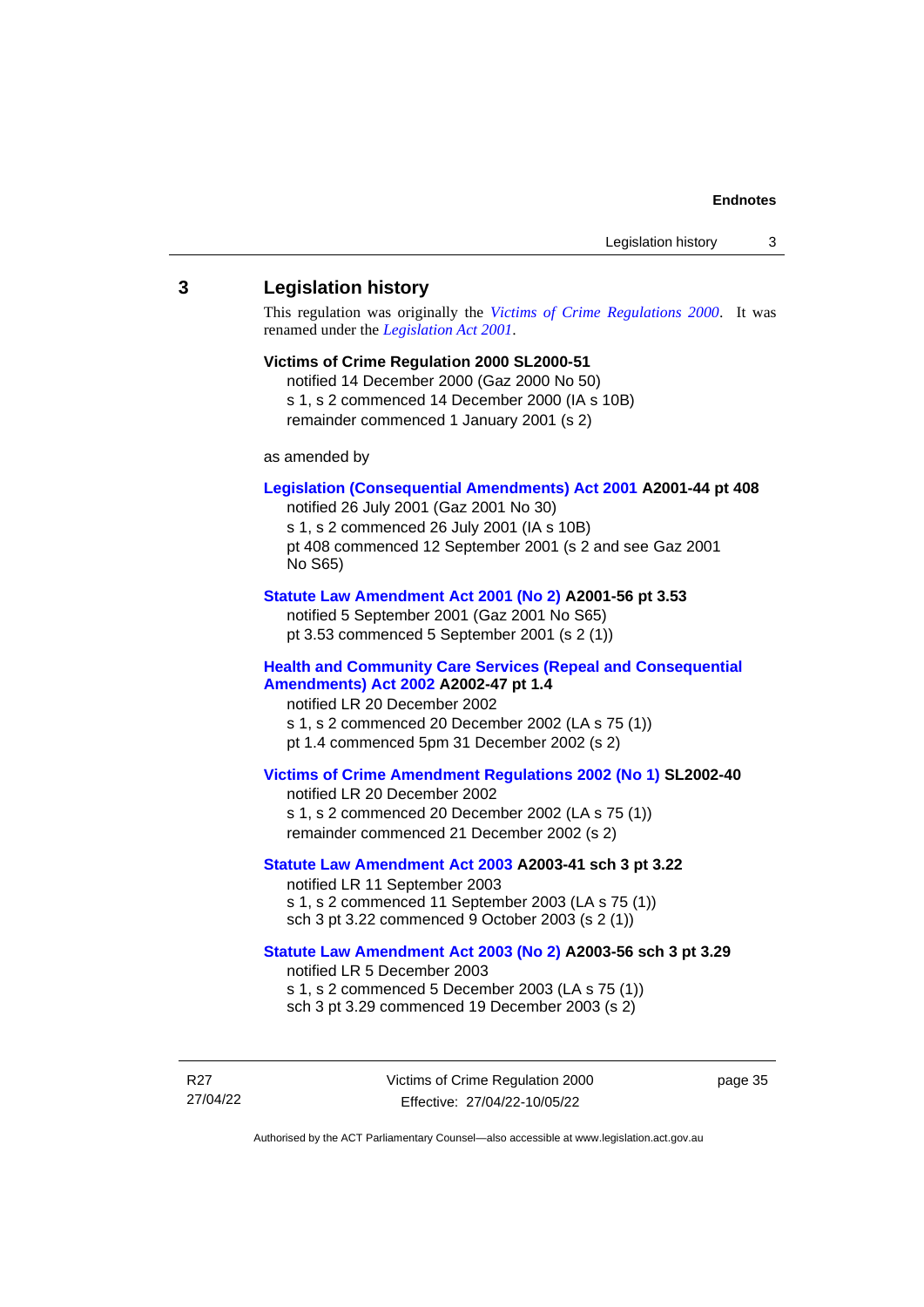## 3 Legislation history

This regulation was originally the *Victims of Crime Regulations 2000*. It was renamed under the *Legislation Act 2001*.

**Victims of Crime Regulation 2000 SL2000-51**

notified 14 December 2000 (Gaz 2000 No 50)
s 1, s 2 commenced 14 December 2000 (IA s 10B)
remainder commenced 1 January 2001 (s 2)

as amended by

**Legislation (Consequential Amendments) Act 2001 A2001-44 pt 408**

notified 26 July 2001 (Gaz 2001 No 30)
s 1, s 2 commenced 26 July 2001 (IA s 10B)
pt 408 commenced 12 September 2001 (s 2 and see Gaz 2001 No S65)

**Statute Law Amendment Act 2001 (No 2) A2001-56 pt 3.53**

notified 5 September 2001 (Gaz 2001 No S65)
pt 3.53 commenced 5 September 2001 (s 2 (1))

**Health and Community Care Services (Repeal and Consequential Amendments) Act 2002 A2002-47 pt 1.4**

notified LR 20 December 2002
s 1, s 2 commenced 20 December 2002 (LA s 75 (1))
pt 1.4 commenced 5pm 31 December 2002 (s 2)

**Victims of Crime Amendment Regulations 2002 (No 1) SL2002-40**

notified LR 20 December 2002
s 1, s 2 commenced 20 December 2002 (LA s 75 (1))
remainder commenced 21 December 2002 (s 2)

**Statute Law Amendment Act 2003 A2003-41 sch 3 pt 3.22**

notified LR 11 September 2003
s 1, s 2 commenced 11 September 2003 (LA s 75 (1))
sch 3 pt 3.22 commenced 9 October 2003 (s 2 (1))

**Statute Law Amendment Act 2003 (No 2) A2003-56 sch 3 pt 3.29**

notified LR 5 December 2003
s 1, s 2 commenced 5 December 2003 (LA s 75 (1))
sch 3 pt 3.29 commenced 19 December 2003 (s 2)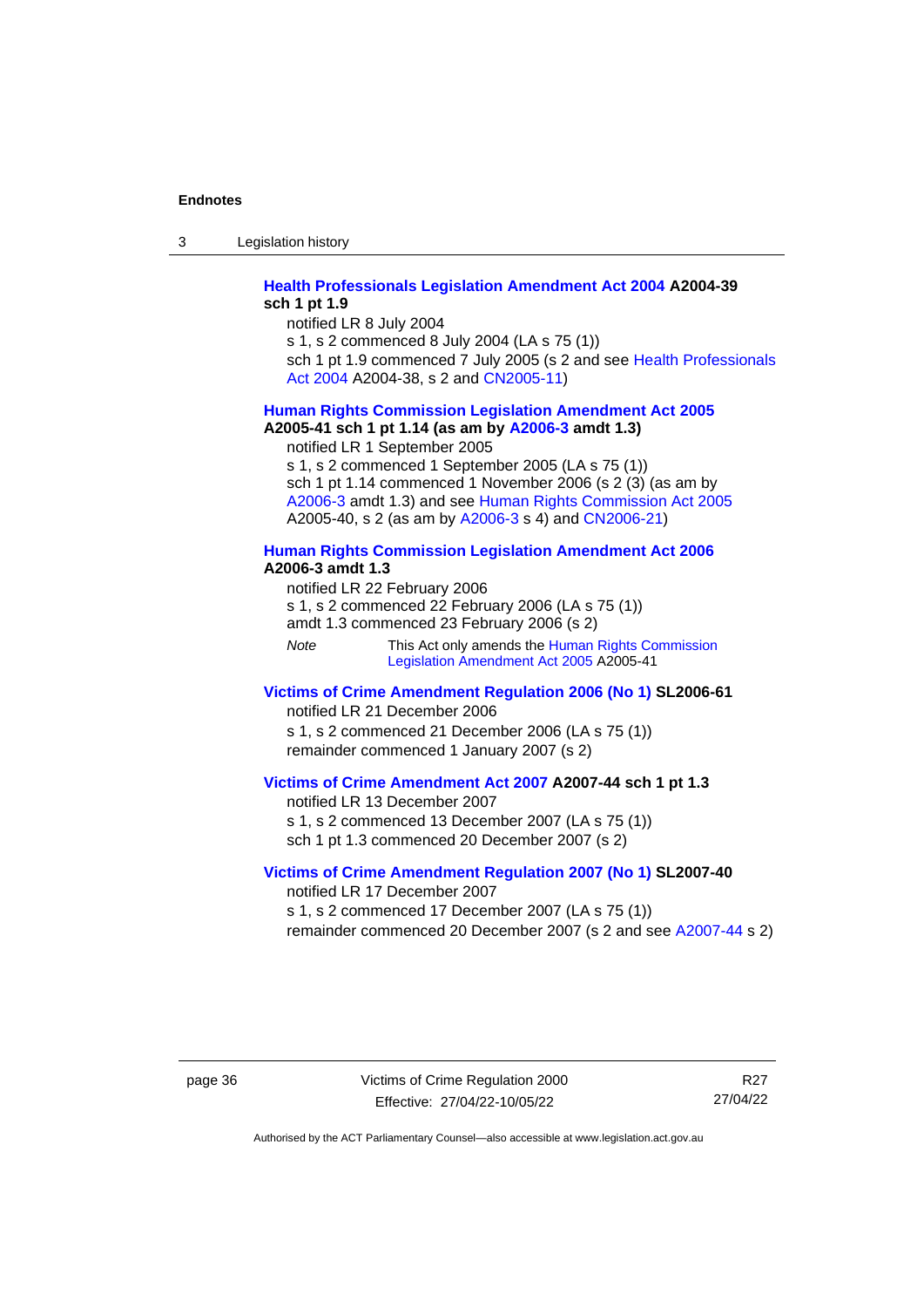**Health Professionals Legislation Amendment Act 2004 A2004-39 sch 1 pt 1.9**

notified LR 8 July 2004

s 1, s 2 commenced 8 July 2004 (LA s 75 (1))

sch 1 pt 1.9 commenced 7 July 2005 (s 2 and see Health Professionals Act 2004 A2004-38, s 2 and CN2005-11)

**Human Rights Commission Legislation Amendment Act 2005 A2005-41 sch 1 pt 1.14 (as am by A2006-3 amdt 1.3)**

notified LR 1 September 2005

s 1, s 2 commenced 1 September 2005 (LA s 75 (1))

sch 1 pt 1.14 commenced 1 November 2006 (s 2 (3) (as am by A2006-3 amdt 1.3) and see Human Rights Commission Act 2005 A2005-40, s 2 (as am by A2006-3 s 4) and CN2006-21)

**Human Rights Commission Legislation Amendment Act 2006 A2006-3 amdt 1.3**

notified LR 22 February 2006

s 1, s 2 commenced 22 February 2006 (LA s 75 (1))

amdt 1.3 commenced 23 February 2006 (s 2)

*Note* This Act only amends the Human Rights Commission Legislation Amendment Act 2005 A2005-41

**Victims of Crime Amendment Regulation 2006 (No 1) SL2006-61**

notified LR 21 December 2006

s 1, s 2 commenced 21 December 2006 (LA s 75 (1))

remainder commenced 1 January 2007 (s 2)

**Victims of Crime Amendment Act 2007 A2007-44 sch 1 pt 1.3**

notified LR 13 December 2007

s 1, s 2 commenced 13 December 2007 (LA s 75 (1))

sch 1 pt 1.3 commenced 20 December 2007 (s 2)

**Victims of Crime Amendment Regulation 2007 (No 1) SL2007-40**

notified LR 17 December 2007

s 1, s 2 commenced 17 December 2007 (LA s 75 (1))

remainder commenced 20 December 2007 (s 2 and see A2007-44 s 2)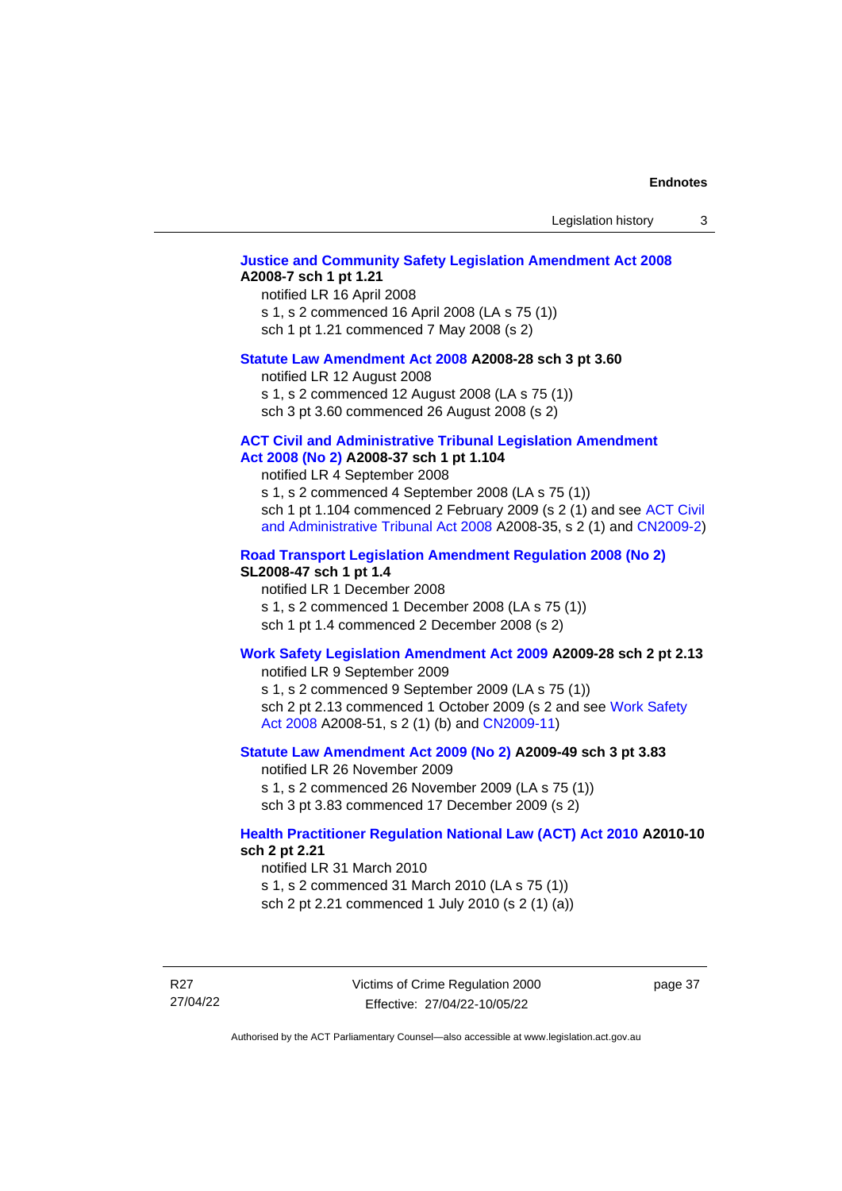**Justice and Community Safety Legislation Amendment Act 2008 A2008-7 sch 1 pt 1.21**

notified LR 16 April 2008
s 1, s 2 commenced 16 April 2008 (LA s 75 (1))
sch 1 pt 1.21 commenced 7 May 2008 (s 2)

**Statute Law Amendment Act 2008 A2008-28 sch 3 pt 3.60**

notified LR 12 August 2008
s 1, s 2 commenced 12 August 2008 (LA s 75 (1))
sch 3 pt 3.60 commenced 26 August 2008 (s 2)

**ACT Civil and Administrative Tribunal Legislation Amendment Act 2008 (No 2) A2008-37 sch 1 pt 1.104**

notified LR 4 September 2008
s 1, s 2 commenced 4 September 2008 (LA s 75 (1))
sch 1 pt 1.104 commenced 2 February 2009 (s 2 (1) and see ACT Civil and Administrative Tribunal Act 2008 A2008-35, s 2 (1) and CN2009-2)

**Road Transport Legislation Amendment Regulation 2008 (No 2) SL2008-47 sch 1 pt 1.4**

notified LR 1 December 2008
s 1, s 2 commenced 1 December 2008 (LA s 75 (1))
sch 1 pt 1.4 commenced 2 December 2008 (s 2)

**Work Safety Legislation Amendment Act 2009 A2009-28 sch 2 pt 2.13**

notified LR 9 September 2009
s 1, s 2 commenced 9 September 2009 (LA s 75 (1))
sch 2 pt 2.13 commenced 1 October 2009 (s 2 and see Work Safety Act 2008 A2008-51, s 2 (1) (b) and CN2009-11)

**Statute Law Amendment Act 2009 (No 2) A2009-49 sch 3 pt 3.83**

notified LR 26 November 2009
s 1, s 2 commenced 26 November 2009 (LA s 75 (1))
sch 3 pt 3.83 commenced 17 December 2009 (s 2)

**Health Practitioner Regulation National Law (ACT) Act 2010 A2010-10 sch 2 pt 2.21**

notified LR 31 March 2010
s 1, s 2 commenced 31 March 2010 (LA s 75 (1))
sch 2 pt 2.21 commenced 1 July 2010 (s 2 (1) (a))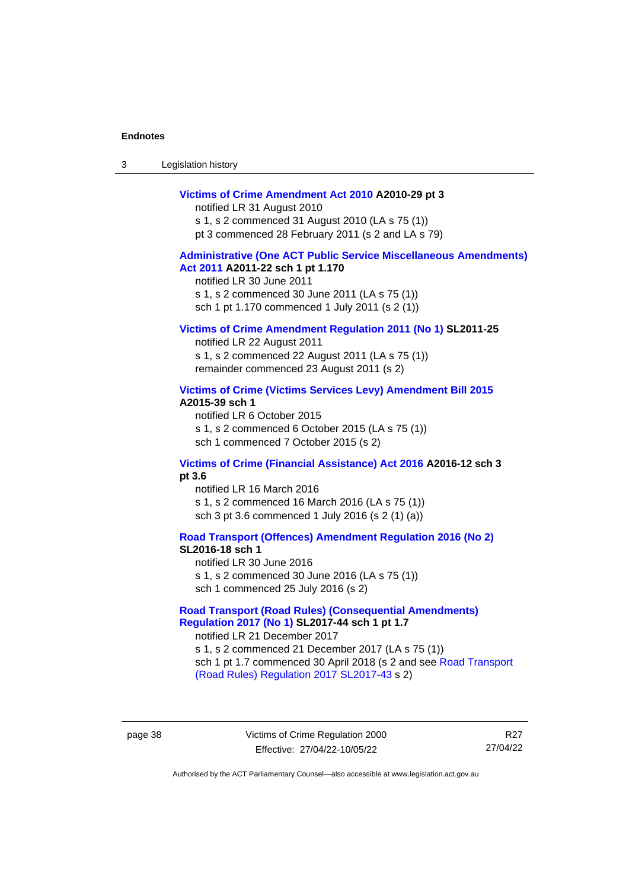**Victims of Crime Amendment Act 2010 A2010-29 pt 3**
notified LR 31 August 2010
s 1, s 2 commenced 31 August 2010 (LA s 75 (1))
pt 3 commenced 28 February 2011 (s 2 and LA s 79)

**Administrative (One ACT Public Service Miscellaneous Amendments) Act 2011 A2011-22 sch 1 pt 1.170**
notified LR 30 June 2011
s 1, s 2 commenced 30 June 2011 (LA s 75 (1))
sch 1 pt 1.170 commenced 1 July 2011 (s 2 (1))

**Victims of Crime Amendment Regulation 2011 (No 1) SL2011-25**
notified LR 22 August 2011
s 1, s 2 commenced 22 August 2011 (LA s 75 (1))
remainder commenced 23 August 2011 (s 2)

**Victims of Crime (Victims Services Levy) Amendment Bill 2015 A2015-39 sch 1**
notified LR 6 October 2015
s 1, s 2 commenced 6 October 2015 (LA s 75 (1))
sch 1 commenced 7 October 2015 (s 2)

**Victims of Crime (Financial Assistance) Act 2016 A2016-12 sch 3 pt 3.6**
notified LR 16 March 2016
s 1, s 2 commenced 16 March 2016 (LA s 75 (1))
sch 3 pt 3.6 commenced 1 July 2016 (s 2 (1) (a))

**Road Transport (Offences) Amendment Regulation 2016 (No 2) SL2016-18 sch 1**
notified LR 30 June 2016
s 1, s 2 commenced 30 June 2016 (LA s 75 (1))
sch 1 commenced 25 July 2016 (s 2)

**Road Transport (Road Rules) (Consequential Amendments) Regulation 2017 (No 1) SL2017-44 sch 1 pt 1.7**
notified LR 21 December 2017
s 1, s 2 commenced 21 December 2017 (LA s 75 (1))
sch 1 pt 1.7 commenced 30 April 2018 (s 2 and see Road Transport (Road Rules) Regulation 2017 SL2017-43 s 2)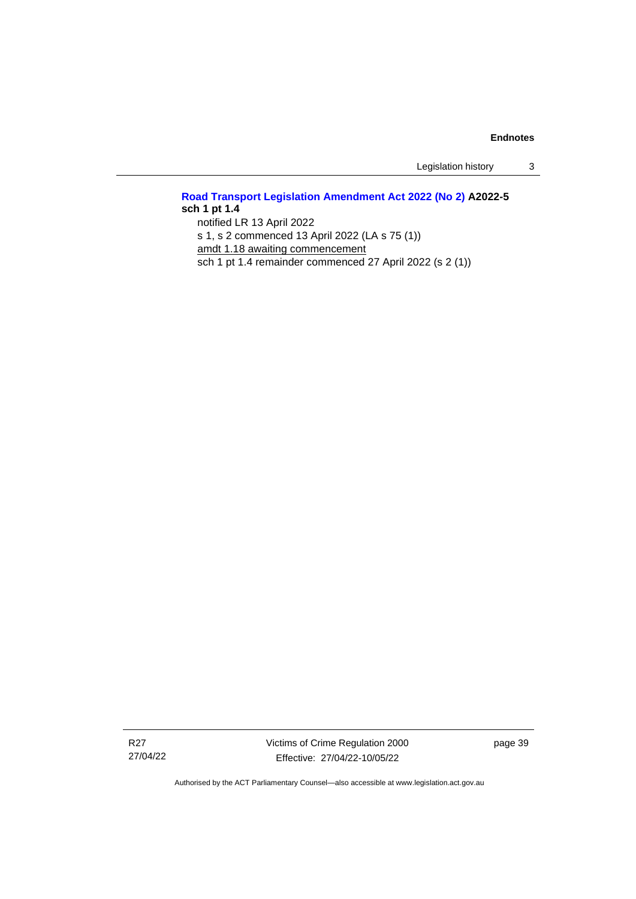**Road Transport Legislation Amendment Act 2022 (No 2) A2022-5 sch 1 pt 1.4**

notified LR 13 April 2022

s 1, s 2 commenced 13 April 2022 (LA s 75 (1))

amdt 1.18 awaiting commencement

sch 1 pt 1.4 remainder commenced 27 April 2022 (s 2 (1))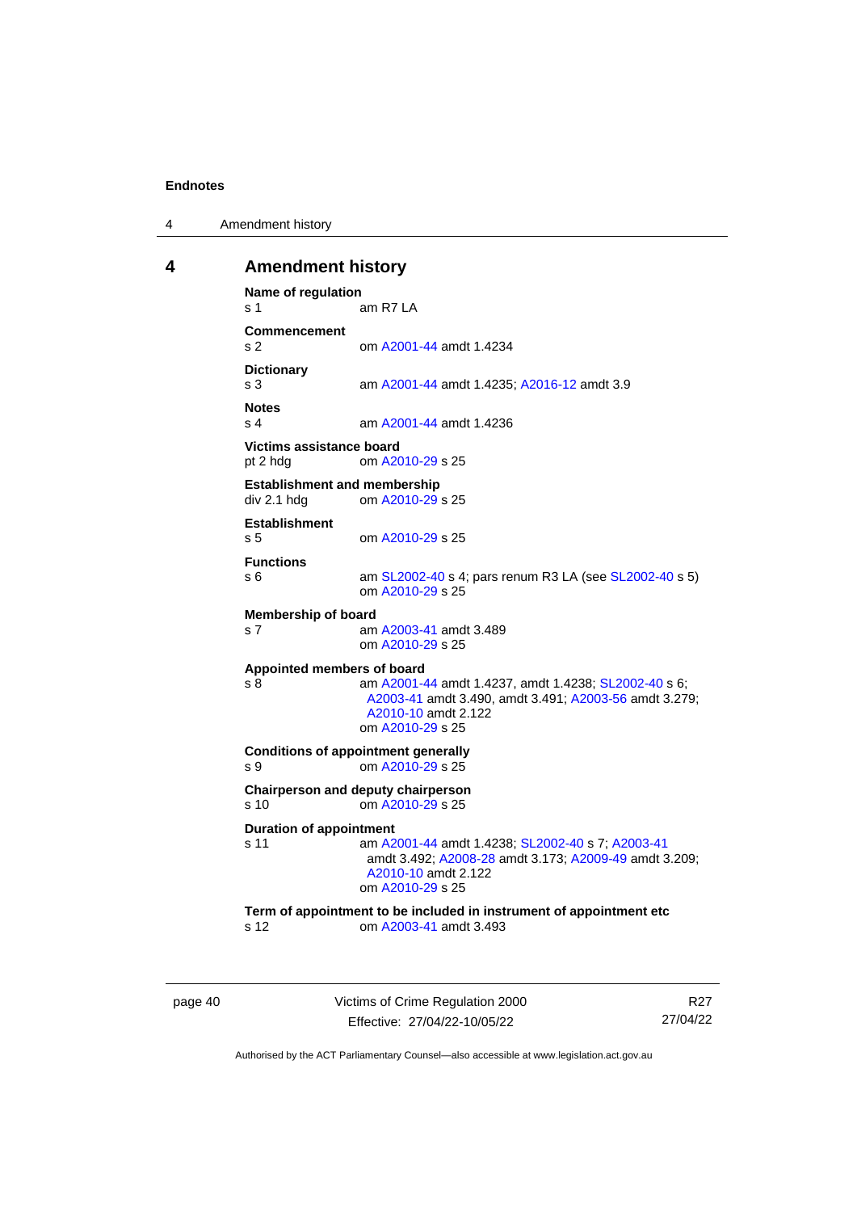# 4 Amendment history

**Name of regulation**
s 1 am R7 LA

**Commencement**
s 2 om A2001-44 amdt 1.4234

**Dictionary**
s 3 am A2001-44 amdt 1.4235; A2016-12 amdt 3.9

**Notes**
s 4 am A2001-44 amdt 1.4236

**Victims assistance board**
pt 2 hdg om A2010-29 s 25

**Establishment and membership**
div 2.1 hdg om A2010-29 s 25

**Establishment**
s 5 om A2010-29 s 25

**Functions**
s 6 am SL2002-40 s 4; pars renum R3 LA (see SL2002-40 s 5)
om A2010-29 s 25

**Membership of board**
s 7 am A2003-41 amdt 3.489
om A2010-29 s 25

**Appointed members of board**
s 8 am A2001-44 amdt 1.4237, amdt 1.4238; SL2002-40 s 6; A2003-41 amdt 3.490, amdt 3.491; A2003-56 amdt 3.279; A2010-10 amdt 2.122
om A2010-29 s 25

**Conditions of appointment generally**
s 9 om A2010-29 s 25

**Chairperson and deputy chairperson**
s 10 om A2010-29 s 25

**Duration of appointment**
s 11 am A2001-44 amdt 1.4238; SL2002-40 s 7; A2003-41 amdt 3.492; A2008-28 amdt 3.173; A2009-49 amdt 3.209; A2010-10 amdt 2.122
om A2010-29 s 25

**Term of appointment to be included in instrument of appointment etc**
s 12 om A2003-41 amdt 3.493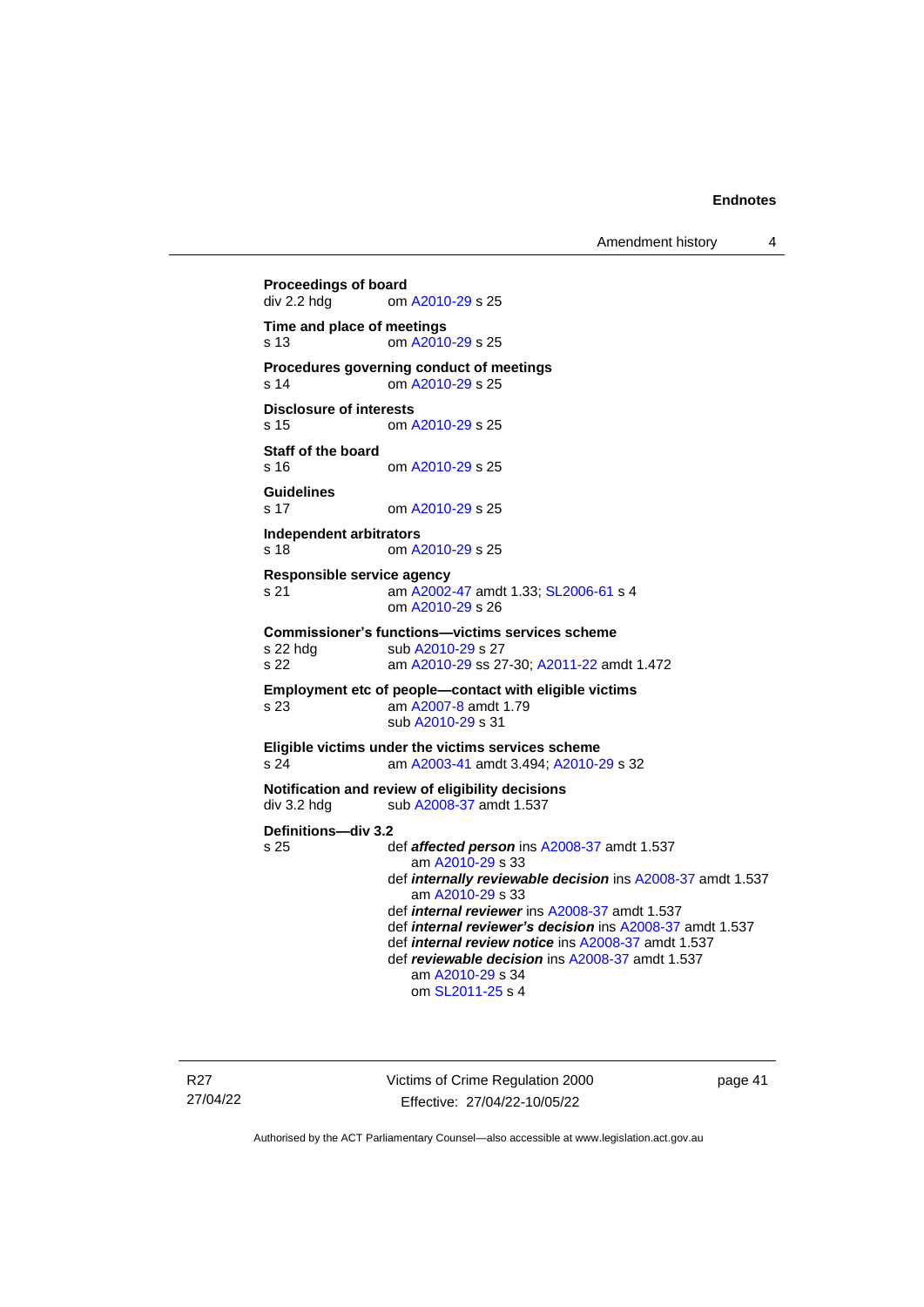**Proceedings of board**
div 2.2 hdg om A2010-29 s 25

**Time and place of meetings**
s 13 om A2010-29 s 25

**Procedures governing conduct of meetings**
s 14 om A2010-29 s 25

**Disclosure of interests**
s 15 om A2010-29 s 25

**Staff of the board**
s 16 om A2010-29 s 25

**Guidelines**
s 17 om A2010-29 s 25

**Independent arbitrators**
s 18 om A2010-29 s 25

**Responsible service agency**
s 21 am A2002-47 amdt 1.33; SL2006-61 s 4
om A2010-29 s 26

**Commissioner's functions—victims services scheme**
s 22 hdg sub A2010-29 s 27
s 22 am A2010-29 ss 27-30; A2011-22 amdt 1.472

**Employment etc of people—contact with eligible victims**
s 23 am A2007-8 amdt 1.79
sub A2010-29 s 31

**Eligible victims under the victims services scheme**
s 24 am A2003-41 amdt 3.494; A2010-29 s 32

**Notification and review of eligibility decisions**
div 3.2 hdg sub A2008-37 amdt 1.537

**Definitions—div 3.2**
s 25 def ***affected person*** ins A2008-37 amdt 1.537
am A2010-29 s 33
def ***internally reviewable decision*** ins A2008-37 amdt 1.537
am A2010-29 s 33
def ***internal reviewer*** ins A2008-37 amdt 1.537
def ***internal reviewer's decision*** ins A2008-37 amdt 1.537
def ***internal review notice*** ins A2008-37 amdt 1.537
def ***reviewable decision*** ins A2008-37 amdt 1.537
am A2010-29 s 34
om SL2011-25 s 4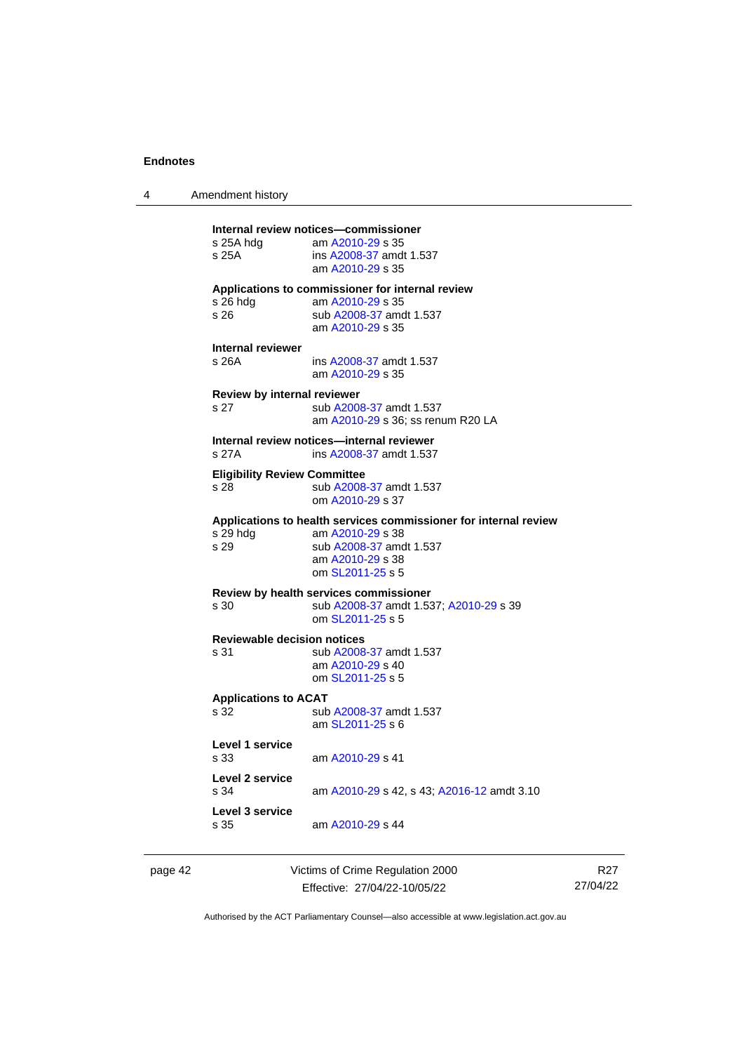**Internal review notices—commissioner**

s 25A hdg am A2010-29 s 35

s 25A ins A2008-37 amdt 1.537
am A2010-29 s 35

**Applications to commissioner for internal review**

s 26 hdg am A2010-29 s 35

s 26 sub A2008-37 amdt 1.537
am A2010-29 s 35

**Internal reviewer**

s 26A ins A2008-37 amdt 1.537
am A2010-29 s 35

**Review by internal reviewer**

s 27 sub A2008-37 amdt 1.537
am A2010-29 s 36; ss renum R20 LA

**Internal review notices—internal reviewer**

s 27A ins A2008-37 amdt 1.537

**Eligibility Review Committee**

s 28 sub A2008-37 amdt 1.537
om A2010-29 s 37

**Applications to health services commissioner for internal review**

s 29 hdg am A2010-29 s 38

s 29 sub A2008-37 amdt 1.537
am A2010-29 s 38
om SL2011-25 s 5

**Review by health services commissioner**

s 30 sub A2008-37 amdt 1.537; A2010-29 s 39
om SL2011-25 s 5

**Reviewable decision notices**

s 31 sub A2008-37 amdt 1.537
am A2010-29 s 40
om SL2011-25 s 5

**Applications to ACAT**

s 32 sub A2008-37 amdt 1.537
am SL2011-25 s 6

**Level 1 service**

s 33 am A2010-29 s 41

**Level 2 service**

s 34 am A2010-29 s 42, s 43; A2016-12 amdt 3.10

**Level 3 service**

s 35 am A2010-29 s 44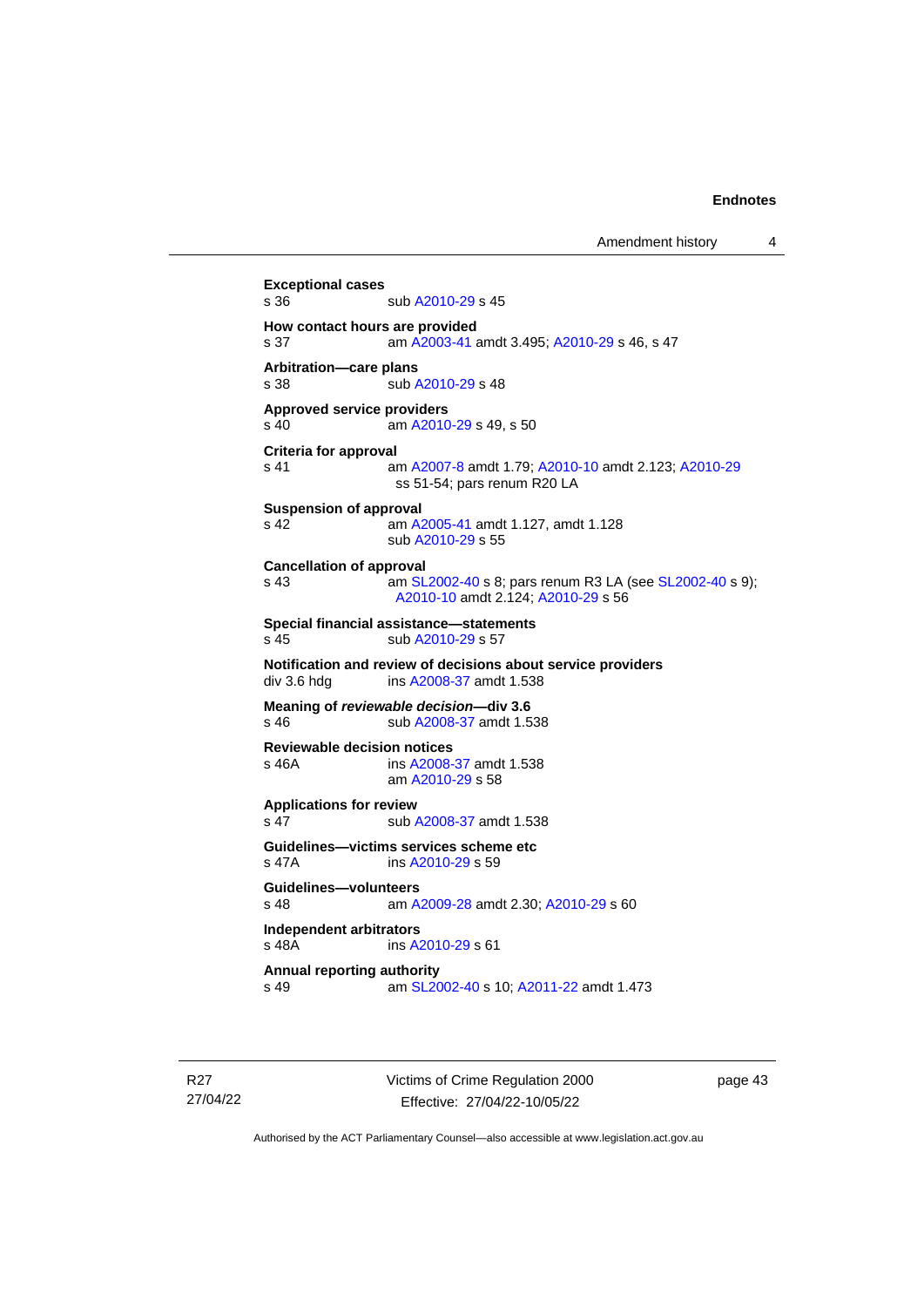**Exceptional cases**
s 36 sub A2010-29 s 45

**How contact hours are provided**
s 37 am A2003-41 amdt 3.495; A2010-29 s 46, s 47

**Arbitration—care plans**
s 38 sub A2010-29 s 48

**Approved service providers**
s 40 am A2010-29 s 49, s 50

**Criteria for approval**
s 41 am A2007-8 amdt 1.79; A2010-10 amdt 2.123; A2010-29 ss 51-54; pars renum R20 LA

**Suspension of approval**
s 42 am A2005-41 amdt 1.127, amdt 1.128
sub A2010-29 s 55

**Cancellation of approval**
s 43 am SL2002-40 s 8; pars renum R3 LA (see SL2002-40 s 9); A2010-10 amdt 2.124; A2010-29 s 56

**Special financial assistance—statements**
s 45 sub A2010-29 s 57

**Notification and review of decisions about service providers**
div 3.6 hdg ins A2008-37 amdt 1.538

**Meaning of *reviewable decision*—div 3.6**
s 46 sub A2008-37 amdt 1.538

**Reviewable decision notices**
s 46A ins A2008-37 amdt 1.538
am A2010-29 s 58

**Applications for review**
s 47 sub A2008-37 amdt 1.538

**Guidelines—victims services scheme etc**
s 47A ins A2010-29 s 59

**Guidelines—volunteers**
s 48 am A2009-28 amdt 2.30; A2010-29 s 60

**Independent arbitrators**
s 48A ins A2010-29 s 61

**Annual reporting authority**
s 49 am SL2002-40 s 10; A2011-22 amdt 1.473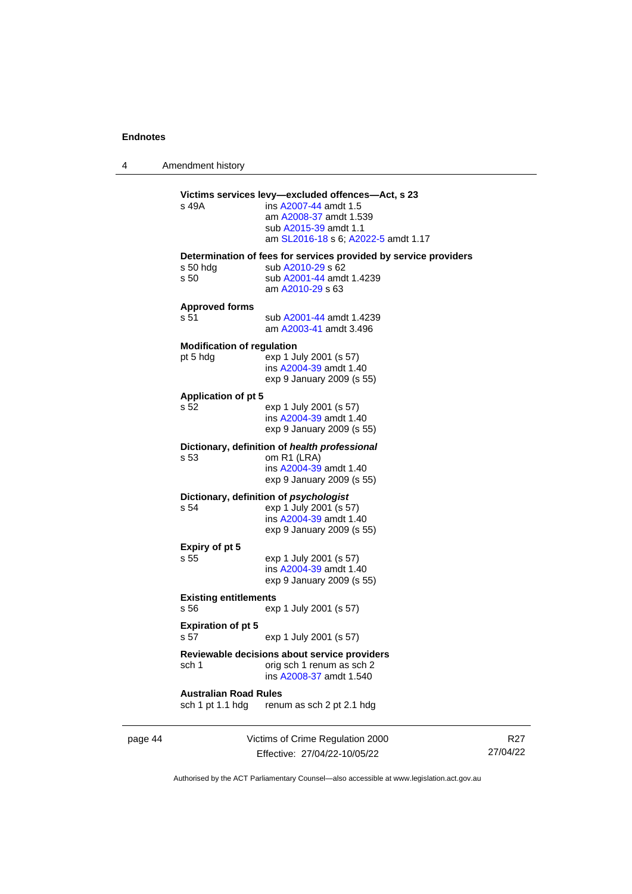**Victims services levy—excluded offences—Act, s 23**

s 49A — ins A2007-44 amdt 1.5
am A2008-37 amdt 1.539
sub A2015-39 amdt 1.1
am SL2016-18 s 6; A2022-5 amdt 1.17

**Determination of fees for services provided by service providers**

s 50 hdg — sub A2010-29 s 62

s 50 — sub A2001-44 amdt 1.4239
am A2010-29 s 63

**Approved forms**

s 51 — sub A2001-44 amdt 1.4239
am A2003-41 amdt 3.496

**Modification of regulation**

pt 5 hdg — exp 1 July 2001 (s 57)
ins A2004-39 amdt 1.40
exp 9 January 2009 (s 55)

**Application of pt 5**

s 52 — exp 1 July 2001 (s 57)
ins A2004-39 amdt 1.40
exp 9 January 2009 (s 55)

**Dictionary, definition of *health professional***

s 53 — om R1 (LRA)
ins A2004-39 amdt 1.40
exp 9 January 2009 (s 55)

**Dictionary, definition of *psychologist***

s 54 — exp 1 July 2001 (s 57)
ins A2004-39 amdt 1.40
exp 9 January 2009 (s 55)

**Expiry of pt 5**

s 55 — exp 1 July 2001 (s 57)
ins A2004-39 amdt 1.40
exp 9 January 2009 (s 55)

**Existing entitlements**

s 56 — exp 1 July 2001 (s 57)

**Expiration of pt 5**

s 57 — exp 1 July 2001 (s 57)

**Reviewable decisions about service providers**

sch 1 — orig sch 1 renum as sch 2
ins A2008-37 amdt 1.540

**Australian Road Rules**

sch 1 pt 1.1 hdg — renum as sch 2 pt 2.1 hdg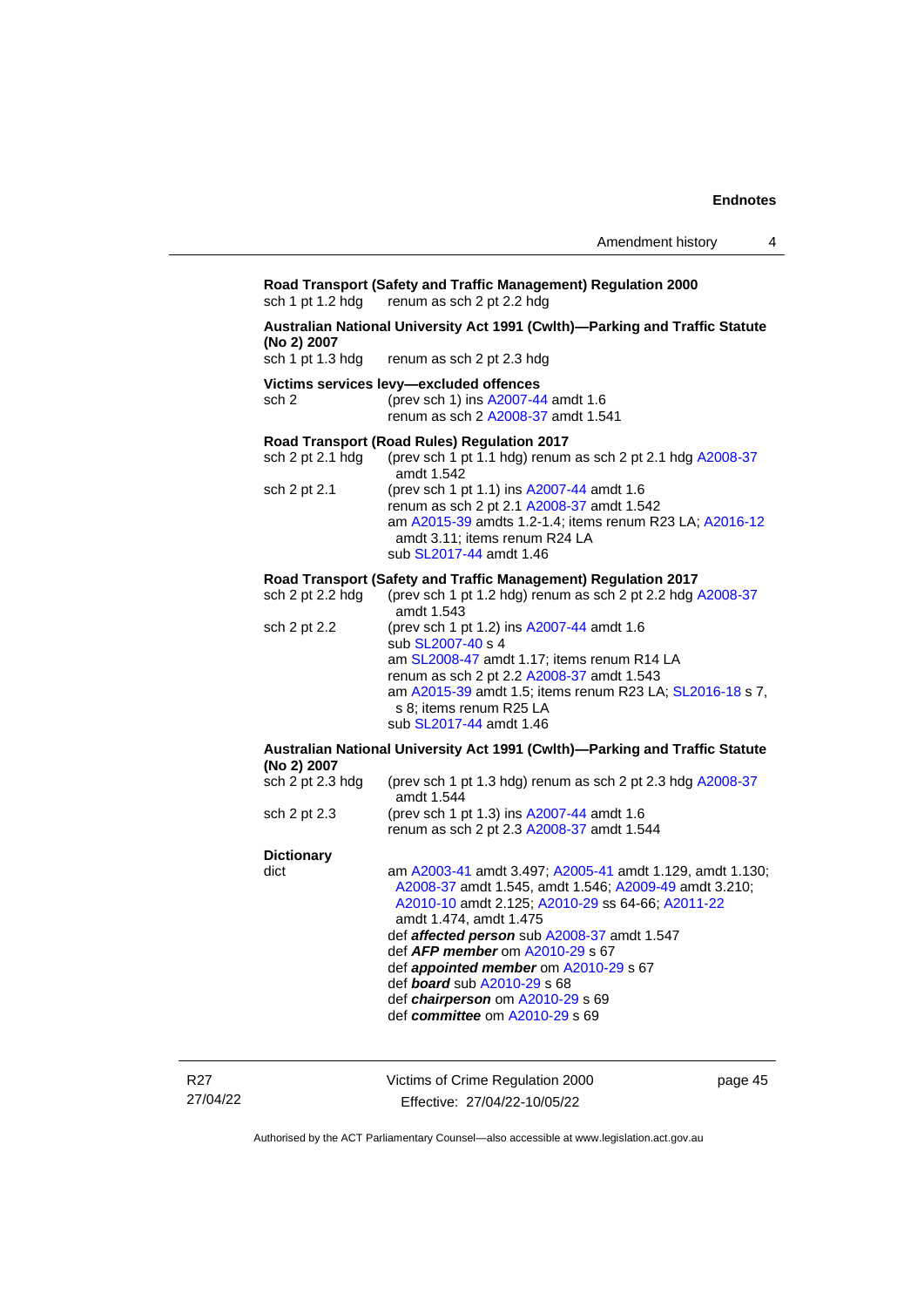**Road Transport (Safety and Traffic Management) Regulation 2000**

sch 1 pt 1.2 hdg — renum as sch 2 pt 2.2 hdg

**Australian National University Act 1991 (Cwlth)—Parking and Traffic Statute (No 2) 2007**

sch 1 pt 1.3 hdg — renum as sch 2 pt 2.3 hdg

**Victims services levy—excluded offences**

sch 2 — (prev sch 1) ins A2007-44 amdt 1.6
renum as sch 2 A2008-37 amdt 1.541

**Road Transport (Road Rules) Regulation 2017**

sch 2 pt 2.1 hdg — (prev sch 1 pt 1.1 hdg) renum as sch 2 pt 2.1 hdg A2008-37 amdt 1.542

sch 2 pt 2.1 — (prev sch 1 pt 1.1) ins A2007-44 amdt 1.6
renum as sch 2 pt 2.1 A2008-37 amdt 1.542
am A2015-39 amdts 1.2-1.4; items renum R23 LA; A2016-12 amdt 3.11; items renum R24 LA
sub SL2017-44 amdt 1.46

**Road Transport (Safety and Traffic Management) Regulation 2017**

sch 2 pt 2.2 hdg — (prev sch 1 pt 1.2 hdg) renum as sch 2 pt 2.2 hdg A2008-37 amdt 1.543

sch 2 pt 2.2 — (prev sch 1 pt 1.2) ins A2007-44 amdt 1.6
sub SL2007-40 s 4
am SL2008-47 amdt 1.17; items renum R14 LA
renum as sch 2 pt 2.2 A2008-37 amdt 1.543
am A2015-39 amdt 1.5; items renum R23 LA; SL2016-18 s 7, s 8; items renum R25 LA
sub SL2017-44 amdt 1.46

**Australian National University Act 1991 (Cwlth)—Parking and Traffic Statute (No 2) 2007**

sch 2 pt 2.3 hdg — (prev sch 1 pt 1.3 hdg) renum as sch 2 pt 2.3 hdg A2008-37 amdt 1.544

sch 2 pt 2.3 — (prev sch 1 pt 1.3) ins A2007-44 amdt 1.6
renum as sch 2 pt 2.3 A2008-37 amdt 1.544

**Dictionary**

dict — am A2003-41 amdt 3.497; A2005-41 amdt 1.129, amdt 1.130; A2008-37 amdt 1.545, amdt 1.546; A2009-49 amdt 3.210; A2010-10 amdt 2.125; A2010-29 ss 64-66; A2011-22 amdt 1.474, amdt 1.475
def ***affected person*** sub A2008-37 amdt 1.547
def ***AFP member*** om A2010-29 s 67
def ***appointed member*** om A2010-29 s 67
def ***board*** sub A2010-29 s 68
def ***chairperson*** om A2010-29 s 69
def ***committee*** om A2010-29 s 69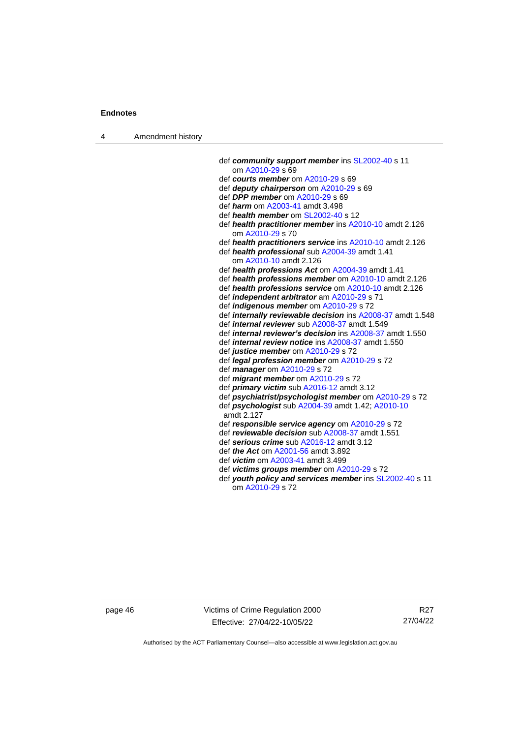def ***community support member*** ins SL2002-40 s 11
om A2010-29 s 69
def ***courts member*** om A2010-29 s 69
def ***deputy chairperson*** om A2010-29 s 69
def ***DPP member*** om A2010-29 s 69
def ***harm*** om A2003-41 amdt 3.498
def ***health member*** om SL2002-40 s 12
def ***health practitioner member*** ins A2010-10 amdt 2.126
om A2010-29 s 70
def ***health practitioners service*** ins A2010-10 amdt 2.126
def ***health professional*** sub A2004-39 amdt 1.41
om A2010-10 amdt 2.126
def ***health professions Act*** om A2004-39 amdt 1.41
def ***health professions member*** om A2010-10 amdt 2.126
def ***health professions service*** om A2010-10 amdt 2.126
def ***independent arbitrator*** am A2010-29 s 71
def ***indigenous member*** om A2010-29 s 72
def ***internally reviewable decision*** ins A2008-37 amdt 1.548
def ***internal reviewer*** sub A2008-37 amdt 1.549
def ***internal reviewer's decision*** ins A2008-37 amdt 1.550
def ***internal review notice*** ins A2008-37 amdt 1.550
def ***justice member*** om A2010-29 s 72
def ***legal profession member*** om A2010-29 s 72
def ***manager*** om A2010-29 s 72
def ***migrant member*** om A2010-29 s 72
def ***primary victim*** sub A2016-12 amdt 3.12
def ***psychiatrist/psychologist member*** om A2010-29 s 72
def ***psychologist*** sub A2004-39 amdt 1.42; A2010-10 amdt 2.127
def ***responsible service agency*** om A2010-29 s 72
def ***reviewable decision*** sub A2008-37 amdt 1.551
def ***serious crime*** sub A2016-12 amdt 3.12
def ***the Act*** om A2001-56 amdt 3.892
def ***victim*** om A2003-41 amdt 3.499
def ***victims groups member*** om A2010-29 s 72
def ***youth policy and services member*** ins SL2002-40 s 11
om A2010-29 s 72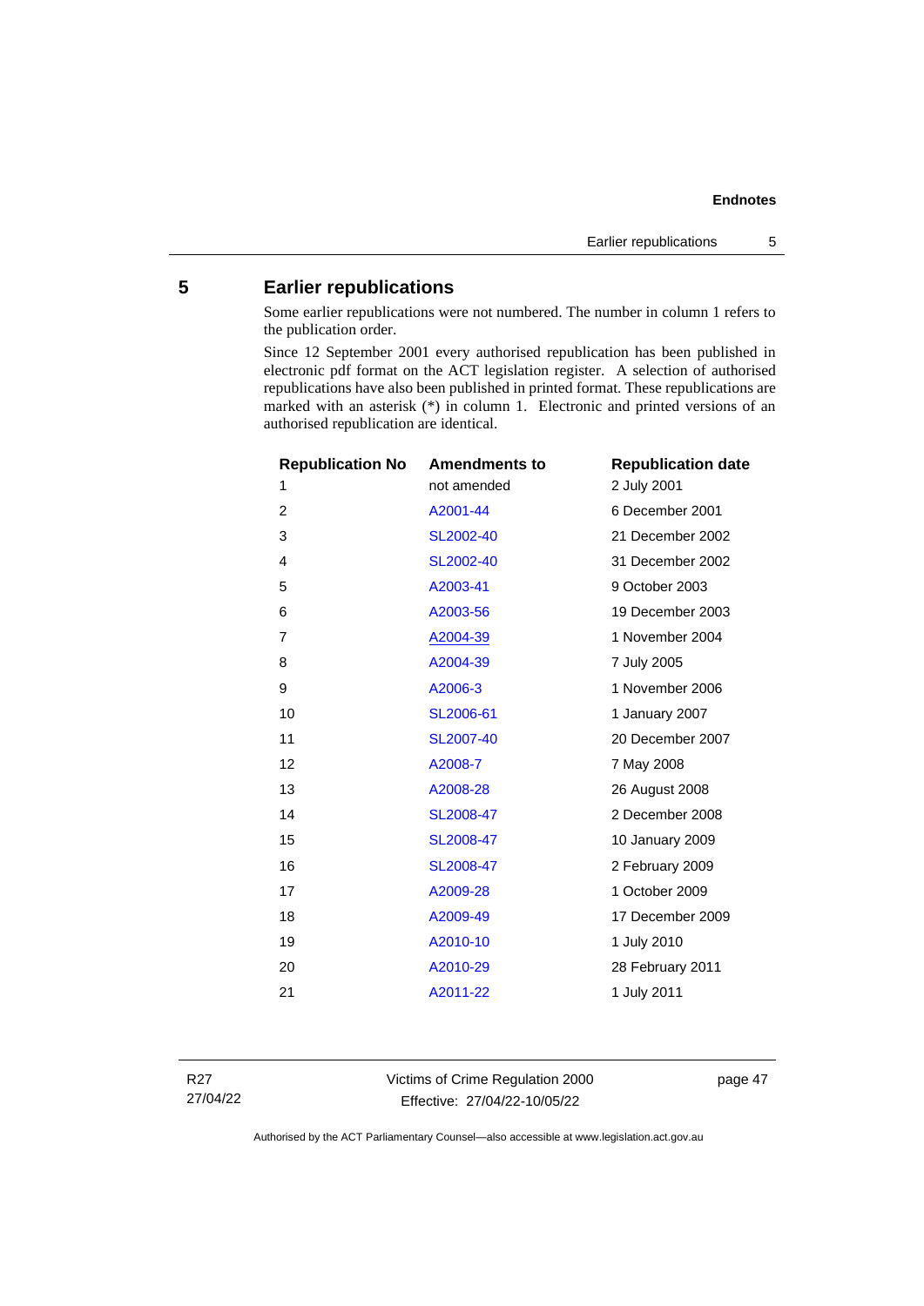## 5 Earlier republications

Some earlier republications were not numbered. The number in column 1 refers to the publication order.

Since 12 September 2001 every authorised republication has been published in electronic pdf format on the ACT legislation register. A selection of authorised republications have also been published in printed format. These republications are marked with an asterisk (*) in column 1. Electronic and printed versions of an authorised republication are identical.

| Republication No | Amendments to | Republication date |
|---|---|---|
| 1 | not amended | 2 July 2001 |
| 2 | A2001-44 | 6 December 2001 |
| 3 | SL2002-40 | 21 December 2002 |
| 4 | SL2002-40 | 31 December 2002 |
| 5 | A2003-41 | 9 October 2003 |
| 6 | A2003-56 | 19 December 2003 |
| 7 | A2004-39 | 1 November 2004 |
| 8 | A2004-39 | 7 July 2005 |
| 9 | A2006-3 | 1 November 2006 |
| 10 | SL2006-61 | 1 January 2007 |
| 11 | SL2007-40 | 20 December 2007 |
| 12 | A2008-7 | 7 May 2008 |
| 13 | A2008-28 | 26 August 2008 |
| 14 | SL2008-47 | 2 December 2008 |
| 15 | SL2008-47 | 10 January 2009 |
| 16 | SL2008-47 | 2 February 2009 |
| 17 | A2009-28 | 1 October 2009 |
| 18 | A2009-49 | 17 December 2009 |
| 19 | A2010-10 | 1 July 2010 |
| 20 | A2010-29 | 28 February 2011 |
| 21 | A2011-22 | 1 July 2011 |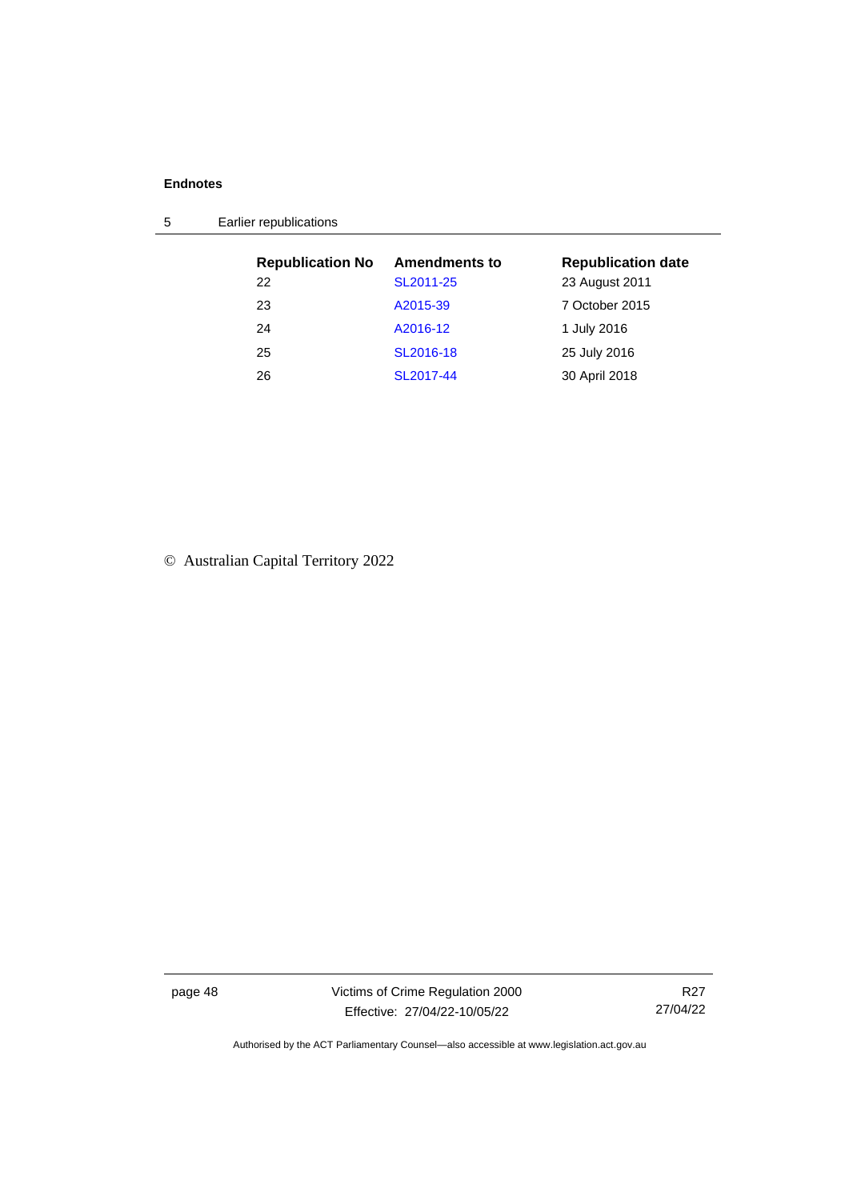## 5 Earlier republications

| Republication No | Amendments to | Republication date |
| --- | --- | --- |
| 22 | SL2011-25 | 23 August 2011 |
| 23 | A2015-39 | 7 October 2015 |
| 24 | A2016-12 | 1 July 2016 |
| 25 | SL2016-18 | 25 July 2016 |
| 26 | SL2017-44 | 30 April 2018 |

© Australian Capital Territory 2022